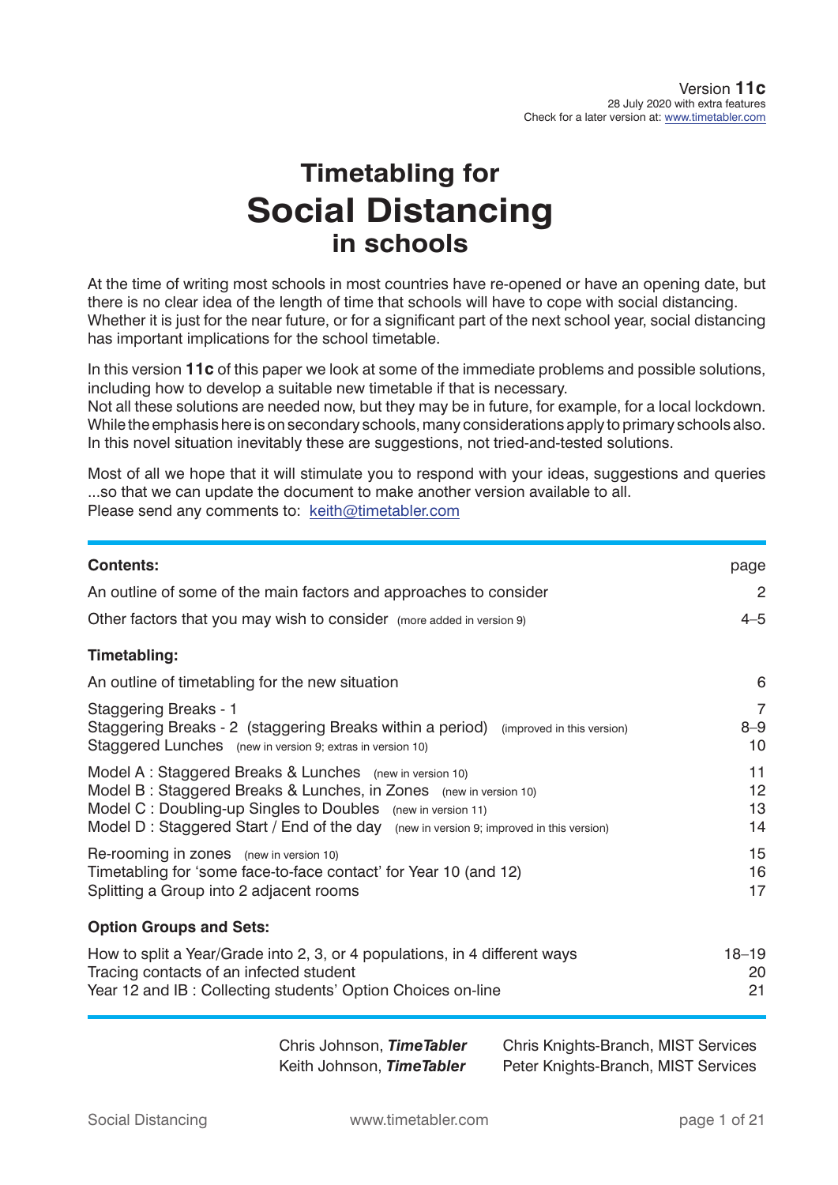Version **11c**
28 July 2020 with extra features
Check for a later version at: www.timetabler.com

# Timetabling for
# Social Distancing
# in schools

At the time of writing most schools in most countries have re-opened or have an opening date, but there is no clear idea of the length of time that schools will have to cope with social distancing. Whether it is just for the near future, or for a significant part of the next school year, social distancing has important implications for the school timetable.

In this version **11c** of this paper we look at some of the immediate problems and possible solutions, including how to develop a suitable new timetable if that is necessary.
Not all these solutions are needed now, but they may be in future, for example, for a local lockdown.
While the emphasis here is on secondary schools, many considerations apply to primary schools also.
In this novel situation inevitably these are suggestions, not tried-and-tested solutions.

Most of all we hope that it will stimulate you to respond with your ideas, suggestions and queries ...so that we can update the document to make another version available to all.
Please send any comments to: keith@timetabler.com

| **Contents:** | page |
|---|---|
| An outline of some of the main factors and approaches to consider | 2 |
| Other factors that you may wish to consider (more added in version 9) | 4–5 |
| **Timetabling:** | |
| An outline of timetabling for the new situation | 6 |
| Staggering Breaks - 1 | 7 |
| Staggering Breaks - 2 (staggering Breaks within a period) (improved in this version) | 8–9 |
| Staggered Lunches (new in version 9; extras in version 10) | 10 |
| Model A : Staggered Breaks & Lunches (new in version 10) | 11 |
| Model B : Staggered Breaks & Lunches, in Zones (new in version 10) | 12 |
| Model C : Doubling-up Singles to Doubles (new in version 11) | 13 |
| Model D : Staggered Start / End of the day (new in version 9; improved in this version) | 14 |
| Re-rooming in zones (new in version 10) | 15 |
| Timetabling for 'some face-to-face contact' for Year 10 (and 12) | 16 |
| Splitting a Group into 2 adjacent rooms | 17 |
| **Option Groups and Sets:** | |
| How to split a Year/Grade into 2, 3, or 4 populations, in 4 different ways | 18–19 |
| Tracing contacts of an infected student | 20 |
| Year 12 and IB : Collecting students' Option Choices on-line | 21 |

Chris Johnson, ***TimeTabler***
Keith Johnson, ***TimeTabler***

Chris Knights-Branch, MIST Services
Peter Knights-Branch, MIST Services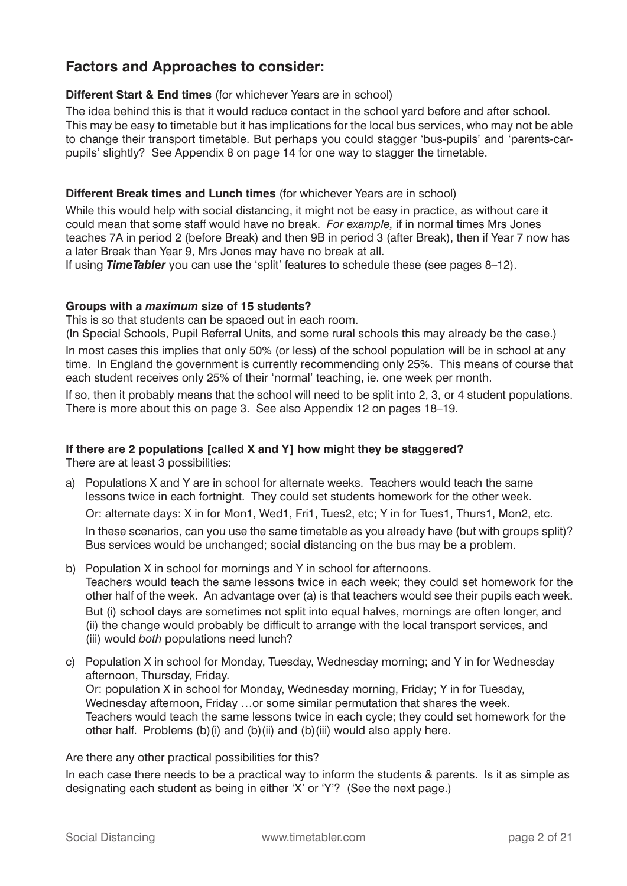## Factors and Approaches to consider:

**Different Start & End times** (for whichever Years are in school)

The idea behind this is that it would reduce contact in the school yard before and after school. This may be easy to timetable but it has implications for the local bus services, who may not be able to change their transport timetable. But perhaps you could stagger 'bus-pupils' and 'parents-car-pupils' slightly? See Appendix 8 on page 14 for one way to stagger the timetable.

**Different Break times and Lunch times** (for whichever Years are in school)

While this would help with social distancing, it might not be easy in practice, as without care it could mean that some staff would have no break. *For example,* if in normal times Mrs Jones teaches 7A in period 2 (before Break) and then 9B in period 3 (after Break), then if Year 7 now has a later Break than Year 9, Mrs Jones may have no break at all.
If using ***TimeTabler*** you can use the 'split' features to schedule these (see pages 8–12).

**Groups with a *maximum* size of 15 students?**

This is so that students can be spaced out in each room.
(In Special Schools, Pupil Referral Units, and some rural schools this may already be the case.)

In most cases this implies that only 50% (or less) of the school population will be in school at any time. In England the government is currently recommending only 25%. This means of course that each student receives only 25% of their 'normal' teaching, ie. one week per month.

If so, then it probably means that the school will need to be split into 2, 3, or 4 student populations. There is more about this on page 3. See also Appendix 12 on pages 18–19.

**If there are 2 populations [called X and Y] how might they be staggered?**

There are at least 3 possibilities:

a) Populations X and Y are in school for alternate weeks. Teachers would teach the same lessons twice in each fortnight. They could set students homework for the other week.

   Or: alternate days: X in for Mon1, Wed1, Fri1, Tues2, etc; Y in for Tues1, Thurs1, Mon2, etc.

   In these scenarios, can you use the same timetable as you already have (but with groups split)? Bus services would be unchanged; social distancing on the bus may be a problem.

b) Population X in school for mornings and Y in school for afternoons.
   Teachers would teach the same lessons twice in each week; they could set homework for the other half of the week. An advantage over (a) is that teachers would see their pupils each week.
   But (i) school days are sometimes not split into equal halves, mornings are often longer, and
   (ii) the change would probably be difficult to arrange with the local transport services, and
   (iii) would *both* populations need lunch?

c) Population X in school for Monday, Tuesday, Wednesday morning; and Y in for Wednesday afternoon, Thursday, Friday.
   Or: population X in school for Monday, Wednesday morning, Friday; Y in for Tuesday, Wednesday afternoon, Friday …or some similar permutation that shares the week.
   Teachers would teach the same lessons twice in each cycle; they could set homework for the other half. Problems (b)(i) and (b)(ii) and (b)(iii) would also apply here.

Are there any other practical possibilities for this?

In each case there needs to be a practical way to inform the students & parents. Is it as simple as designating each student as being in either 'X' or 'Y'? (See the next page.)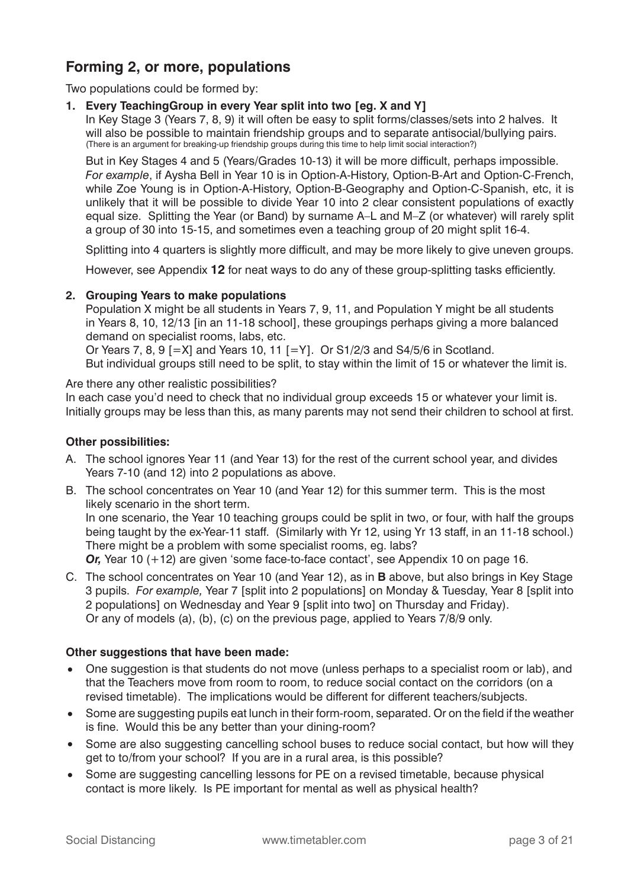## Forming 2, or more, populations

Two populations could be formed by:

1. **Every TeachingGroup in every Year split into two [eg. X and Y]**

   In Key Stage 3 (Years 7, 8, 9) it will often be easy to split forms/classes/sets into 2 halves. It will also be possible to maintain friendship groups and to separate antisocial/bullying pairs. (There is an argument for breaking-up friendship groups during this time to help limit social interaction?)

   But in Key Stages 4 and 5 (Years/Grades 10-13) it will be more difficult, perhaps impossible. *For example*, if Aysha Bell in Year 10 is in Option-A-History, Option-B-Art and Option-C-French, while Zoe Young is in Option-A-History, Option-B-Geography and Option-C-Spanish, etc, it is unlikely that it will be possible to divide Year 10 into 2 clear consistent populations of exactly equal size. Splitting the Year (or Band) by surname A–L and M–Z (or whatever) will rarely split a group of 30 into 15-15, and sometimes even a teaching group of 20 might split 16-4.

   Splitting into 4 quarters is slightly more difficult, and may be more likely to give uneven groups.

   However, see Appendix **12** for neat ways to do any of these group-splitting tasks efficiently.

2. **Grouping Years to make populations**

   Population X might be all students in Years 7, 9, 11, and Population Y might be all students in Years 8, 10, 12/13 [in an 11-18 school], these groupings perhaps giving a more balanced demand on specialist rooms, labs, etc.
   Or Years 7, 8, 9 [=X] and Years 10, 11 [=Y]. Or S1/2/3 and S4/5/6 in Scotland.
   But individual groups still need to be split, to stay within the limit of 15 or whatever the limit is.

Are there any other realistic possibilities?
In each case you'd need to check that no individual group exceeds 15 or whatever your limit is. Initially groups may be less than this, as many parents may not send their children to school at first.

**Other possibilities:**

A. The school ignores Year 11 (and Year 13) for the rest of the current school year, and divides Years 7-10 (and 12) into 2 populations as above.

B. The school concentrates on Year 10 (and Year 12) for this summer term. This is the most likely scenario in the short term.
   In one scenario, the Year 10 teaching groups could be split in two, or four, with half the groups being taught by the ex-Year-11 staff. (Similarly with Yr 12, using Yr 13 staff, in an 11-18 school.) There might be a problem with some specialist rooms, eg. labs?
   ***Or,*** Year 10 (+12) are given 'some face-to-face contact', see Appendix 10 on page 16.

C. The school concentrates on Year 10 (and Year 12), as in **B** above, but also brings in Key Stage 3 pupils. *For example,* Year 7 [split into 2 populations] on Monday & Tuesday, Year 8 [split into 2 populations] on Wednesday and Year 9 [split into two] on Thursday and Friday).
   Or any of models (a), (b), (c) on the previous page, applied to Years 7/8/9 only.

**Other suggestions that have been made:**

- One suggestion is that students do not move (unless perhaps to a specialist room or lab), and that the Teachers move from room to room, to reduce social contact on the corridors (on a revised timetable). The implications would be different for different teachers/subjects.
- Some are suggesting pupils eat lunch in their form-room, separated. Or on the field if the weather is fine. Would this be any better than your dining-room?
- Some are also suggesting cancelling school buses to reduce social contact, but how will they get to to/from your school? If you are in a rural area, is this possible?
- Some are suggesting cancelling lessons for PE on a revised timetable, because physical contact is more likely. Is PE important for mental as well as physical health?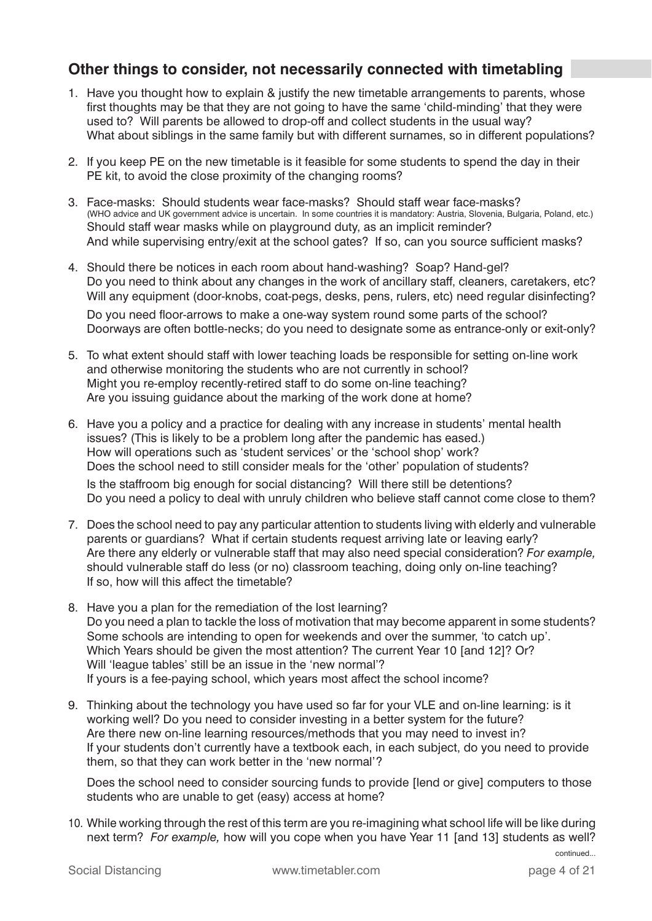## Other things to consider, not necessarily connected with timetabling

1. Have you thought how to explain & justify the new timetable arrangements to parents, whose first thoughts may be that they are not going to have the same 'child-minding' that they were used to? Will parents be allowed to drop-off and collect students in the usual way?
   What about siblings in the same family but with different surnames, so in different populations?

2. If you keep PE on the new timetable is it feasible for some students to spend the day in their PE kit, to avoid the close proximity of the changing rooms?

3. Face-masks: Should students wear face-masks? Should staff wear face-masks?
   (WHO advice and UK government advice is uncertain. In some countries it is mandatory: Austria, Slovenia, Bulgaria, Poland, etc.)
   Should staff wear masks while on playground duty, as an implicit reminder?
   And while supervising entry/exit at the school gates? If so, can you source sufficient masks?

4. Should there be notices in each room about hand-washing? Soap? Hand-gel?
   Do you need to think about any changes in the work of ancillary staff, cleaners, caretakers, etc?
   Will any equipment (door-knobs, coat-pegs, desks, pens, rulers, etc) need regular disinfecting?

   Do you need floor-arrows to make a one-way system round some parts of the school?
   Doorways are often bottle-necks; do you need to designate some as entrance-only or exit-only?

5. To what extent should staff with lower teaching loads be responsible for setting on-line work and otherwise monitoring the students who are not currently in school?
   Might you re-employ recently-retired staff to do some on-line teaching?
   Are you issuing guidance about the marking of the work done at home?

6. Have you a policy and a practice for dealing with any increase in students' mental health issues? (This is likely to be a problem long after the pandemic has eased.)
   How will operations such as 'student services' or the 'school shop' work?
   Does the school need to still consider meals for the 'other' population of students?

   Is the staffroom big enough for social distancing? Will there still be detentions?
   Do you need a policy to deal with unruly children who believe staff cannot come close to them?

7. Does the school need to pay any particular attention to students living with elderly and vulnerable parents or guardians? What if certain students request arriving late or leaving early?
   Are there any elderly or vulnerable staff that may also need special consideration? *For example,* should vulnerable staff do less (or no) classroom teaching, doing only on-line teaching?
   If so, how will this affect the timetable?

8. Have you a plan for the remediation of the lost learning?
   Do you need a plan to tackle the loss of motivation that may become apparent in some students?
   Some schools are intending to open for weekends and over the summer, 'to catch up'.
   Which Years should be given the most attention? The current Year 10 [and 12]? Or?
   Will 'league tables' still be an issue in the 'new normal'?
   If yours is a fee-paying school, which years most affect the school income?

9. Thinking about the technology you have used so far for your VLE and on-line learning: is it working well? Do you need to consider investing in a better system for the future?
   Are there new on-line learning resources/methods that you may need to invest in?
   If your students don't currently have a textbook each, in each subject, do you need to provide them, so that they can work better in the 'new normal'?

   Does the school need to consider sourcing funds to provide [lend or give] computers to those students who are unable to get (easy) access at home?

10. While working through the rest of this term are you re-imagining what school life will be like during next term? *For example,* how will you cope when you have Year 11 [and 13] students as well?

continued...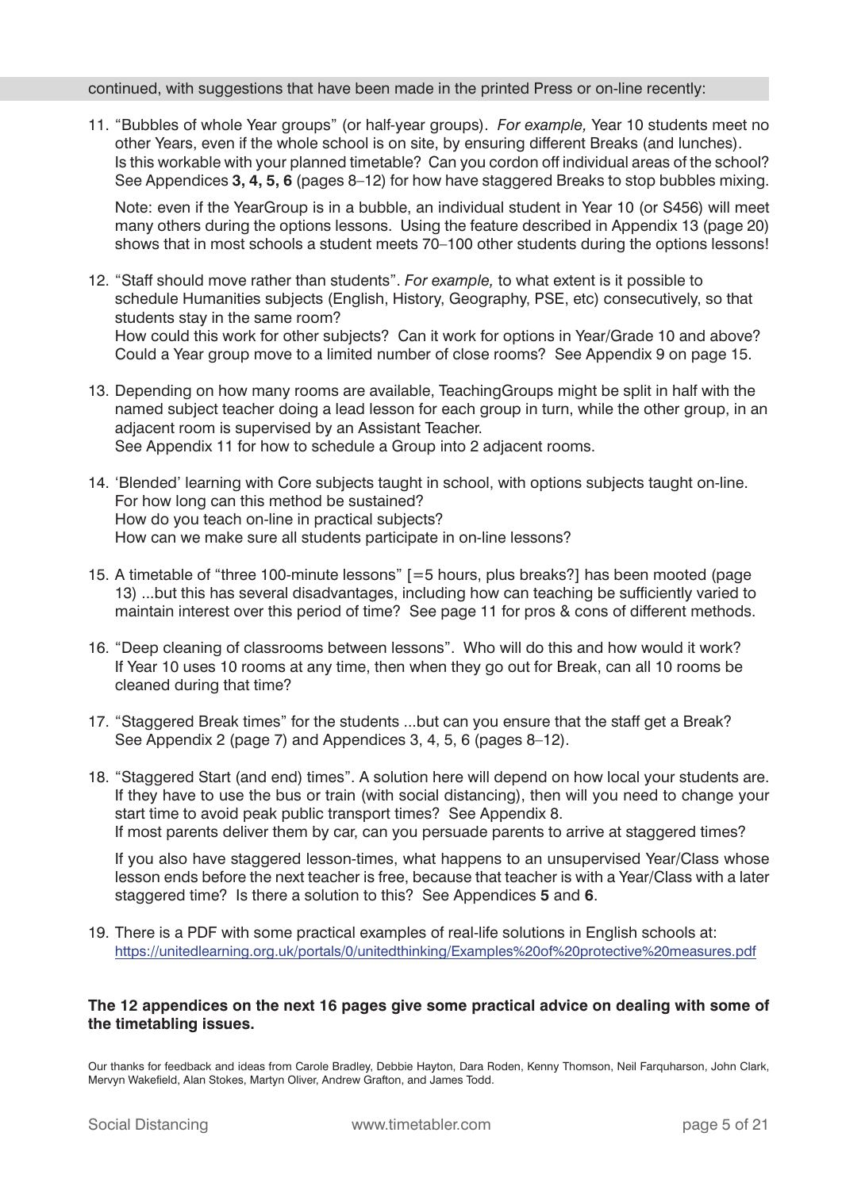continued, with suggestions that have been made in the printed Press or on-line recently:

11. "Bubbles of whole Year groups" (or half-year groups). *For example,* Year 10 students meet no other Years, even if the whole school is on site, by ensuring different Breaks (and lunches). Is this workable with your planned timetable? Can you cordon off individual areas of the school? See Appendices **3, 4, 5, 6** (pages 8–12) for how have staggered Breaks to stop bubbles mixing.

    Note: even if the YearGroup is in a bubble, an individual student in Year 10 (or S456) will meet many others during the options lessons. Using the feature described in Appendix 13 (page 20) shows that in most schools a student meets 70–100 other students during the options lessons!

12. "Staff should move rather than students". *For example,* to what extent is it possible to schedule Humanities subjects (English, History, Geography, PSE, etc) consecutively, so that students stay in the same room?
    How could this work for other subjects? Can it work for options in Year/Grade 10 and above? Could a Year group move to a limited number of close rooms? See Appendix 9 on page 15.

13. Depending on how many rooms are available, TeachingGroups might be split in half with the named subject teacher doing a lead lesson for each group in turn, while the other group, in an adjacent room is supervised by an Assistant Teacher.
    See Appendix 11 for how to schedule a Group into 2 adjacent rooms.

14. 'Blended' learning with Core subjects taught in school, with options subjects taught on-line.
    For how long can this method be sustained?
    How do you teach on-line in practical subjects?
    How can we make sure all students participate in on-line lessons?

15. A timetable of "three 100-minute lessons" [=5 hours, plus breaks?] has been mooted (page 13) ...but this has several disadvantages, including how can teaching be sufficiently varied to maintain interest over this period of time? See page 11 for pros & cons of different methods.

16. "Deep cleaning of classrooms between lessons". Who will do this and how would it work? If Year 10 uses 10 rooms at any time, then when they go out for Break, can all 10 rooms be cleaned during that time?

17. "Staggered Break times" for the students ...but can you ensure that the staff get a Break? See Appendix 2 (page 7) and Appendices 3, 4, 5, 6 (pages 8–12).

18. "Staggered Start (and end) times". A solution here will depend on how local your students are. If they have to use the bus or train (with social distancing), then will you need to change your start time to avoid peak public transport times? See Appendix 8.
    If most parents deliver them by car, can you persuade parents to arrive at staggered times?

    If you also have staggered lesson-times, what happens to an unsupervised Year/Class whose lesson ends before the next teacher is free, because that teacher is with a Year/Class with a later staggered time? Is there a solution to this? See Appendices **5** and **6**.

19. There is a PDF with some practical examples of real-life solutions in English schools at:
    https://unitedlearning.org.uk/portals/0/unitedthinking/Examples%20of%20protective%20measures.pdf

**The 12 appendices on the next 16 pages give some practical advice on dealing with some of the timetabling issues.**

Our thanks for feedback and ideas from Carole Bradley, Debbie Hayton, Dara Roden, Kenny Thomson, Neil Farquharson, John Clark, Mervyn Wakefield, Alan Stokes, Martyn Oliver, Andrew Grafton, and James Todd.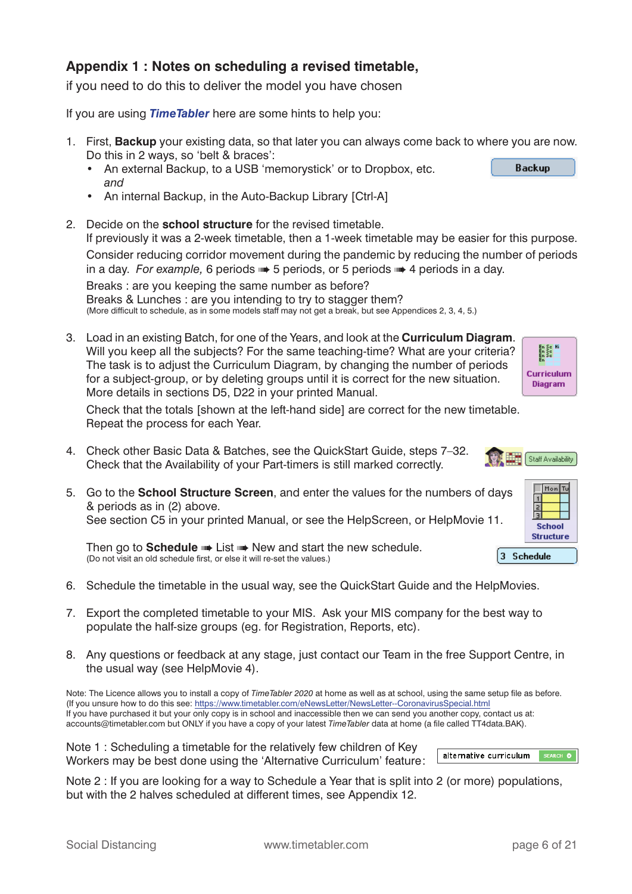## Appendix 1 : Notes on scheduling a revised timetable,

if you need to do this to deliver the model you have chosen

If you are using ***TimeTabler*** here are some hints to help you:

1. First, **Backup** your existing data, so that later you can always come back to where you are now. Do this in 2 ways, so 'belt & braces':
   - An external Backup, to a USB 'memorystick' or to Dropbox, etc.
     *and*
   - An internal Backup, in the Auto-Backup Library [Ctrl-A]

   Backup

2. Decide on the **school structure** for the revised timetable.
   If previously it was a 2-week timetable, then a 1-week timetable may be easier for this purpose.
   Consider reducing corridor movement during the pandemic by reducing the number of periods in a day. *For example,* 6 periods ➠ 5 periods, or 5 periods ➠ 4 periods in a day.
   Breaks : are you keeping the same number as before?
   Breaks & Lunches : are you intending to try to stagger them?
   (More difficult to schedule, as in some models staff may not get a break, but see Appendices 2, 3, 4, 5.)

3. Load in an existing Batch, for one of the Years, and look at the **Curriculum Diagram**. Will you keep all the subjects? For the same teaching-time? What are your criteria? The task is to adjust the Curriculum Diagram, by changing the number of periods for a subject-group, or by deleting groups until it is correct for the new situation. More details in sections D5, D22 in your printed Manual.
   Check that the totals [shown at the left-hand side] are correct for the new timetable.
   Repeat the process for each Year.

   Curriculum Diagram

4. Check other Basic Data & Batches, see the QuickStart Guide, steps 7–32.
   Check that the Availability of your Part-timers is still marked correctly.

   Staff Availability

5. Go to the **School Structure Screen**, and enter the values for the numbers of days & periods as in (2) above.
   See section C5 in your printed Manual, or see the HelpScreen, or HelpMovie 11.

   School Structure

   Then go to **Schedule** ➠ List ➠ New and start the new schedule.
   (Do not visit an old schedule first, or else it will re-set the values.)

   3 Schedule

6. Schedule the timetable in the usual way, see the QuickStart Guide and the HelpMovies.

7. Export the completed timetable to your MIS. Ask your MIS company for the best way to populate the half-size groups (eg. for Registration, Reports, etc).

8. Any questions or feedback at any stage, just contact our Team in the free Support Centre, in the usual way (see HelpMovie 4).

Note: The Licence allows you to install a copy of *TimeTabler 2020* at home as well as at school, using the same setup file as before.
(If you unsure how to do this see: https://www.timetabler.com/eNewsLetter/NewsLetter--CoronavirusSpecial.html
If you have purchased it but your only copy is in school and inaccessible then we can send you another copy, contact us at: accounts@timetabler.com but ONLY if you have a copy of your latest *TimeTabler* data at home (a file called TT4data.BAK).

Note 1 : Scheduling a timetable for the relatively few children of Key Workers may be best done using the 'Alternative Curriculum' feature:

alternative curriculum SEARCH

Note 2 : If you are looking for a way to Schedule a Year that is split into 2 (or more) populations, but with the 2 halves scheduled at different times, see Appendix 12.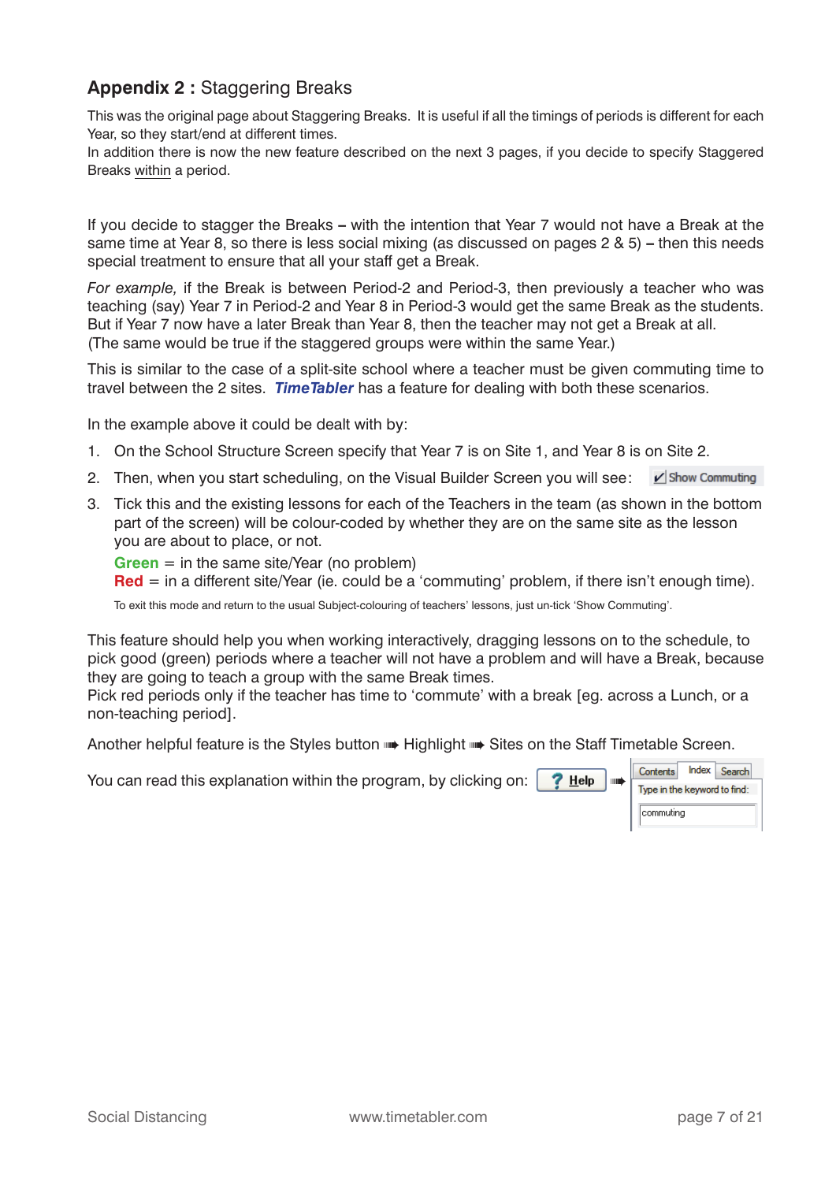## **Appendix 2 :** Staggering Breaks

This was the original page about Staggering Breaks. It is useful if all the timings of periods is different for each Year, so they start/end at different times.
In addition there is now the new feature described on the next 3 pages, if you decide to specify Staggered Breaks within a period.

If you decide to stagger the Breaks **–** with the intention that Year 7 would not have a Break at the same time at Year 8, so there is less social mixing (as discussed on pages 2 & 5) **–** then this needs special treatment to ensure that all your staff get a Break.

*For example,* if the Break is between Period-2 and Period-3, then previously a teacher who was teaching (say) Year 7 in Period-2 and Year 8 in Period-3 would get the same Break as the students. But if Year 7 now have a later Break than Year 8, then the teacher may not get a Break at all.
(The same would be true if the staggered groups were within the same Year.)

This is similar to the case of a split-site school where a teacher must be given commuting time to travel between the 2 sites. ***TimeTabler*** has a feature for dealing with both these scenarios.

In the example above it could be dealt with by:

1. On the School Structure Screen specify that Year 7 is on Site 1, and Year 8 is on Site 2.
2. Then, when you start scheduling, on the Visual Builder Screen you will see: ☑ Show Commuting
3. Tick this and the existing lessons for each of the Teachers in the team (as shown in the bottom part of the screen) will be colour-coded by whether they are on the same site as the lesson you are about to place, or not.
   **Green** = in the same site/Year (no problem)
   **Red** = in a different site/Year (ie. could be a 'commuting' problem, if there isn't enough time).
   To exit this mode and return to the usual Subject-colouring of teachers' lessons, just un-tick 'Show Commuting'.

This feature should help you when working interactively, dragging lessons on to the schedule, to pick good (green) periods where a teacher will not have a problem and will have a Break, because they are going to teach a group with the same Break times.
Pick red periods only if the teacher has time to 'commute' with a break [eg. across a Lunch, or a non-teaching period].

Another helpful feature is the Styles button ➠ Highlight ➠ Sites on the Staff Timetable Screen.

You can read this explanation within the program, by clicking on: **? Help** ➠ Contents | Index | Search — Type in the keyword to find: commuting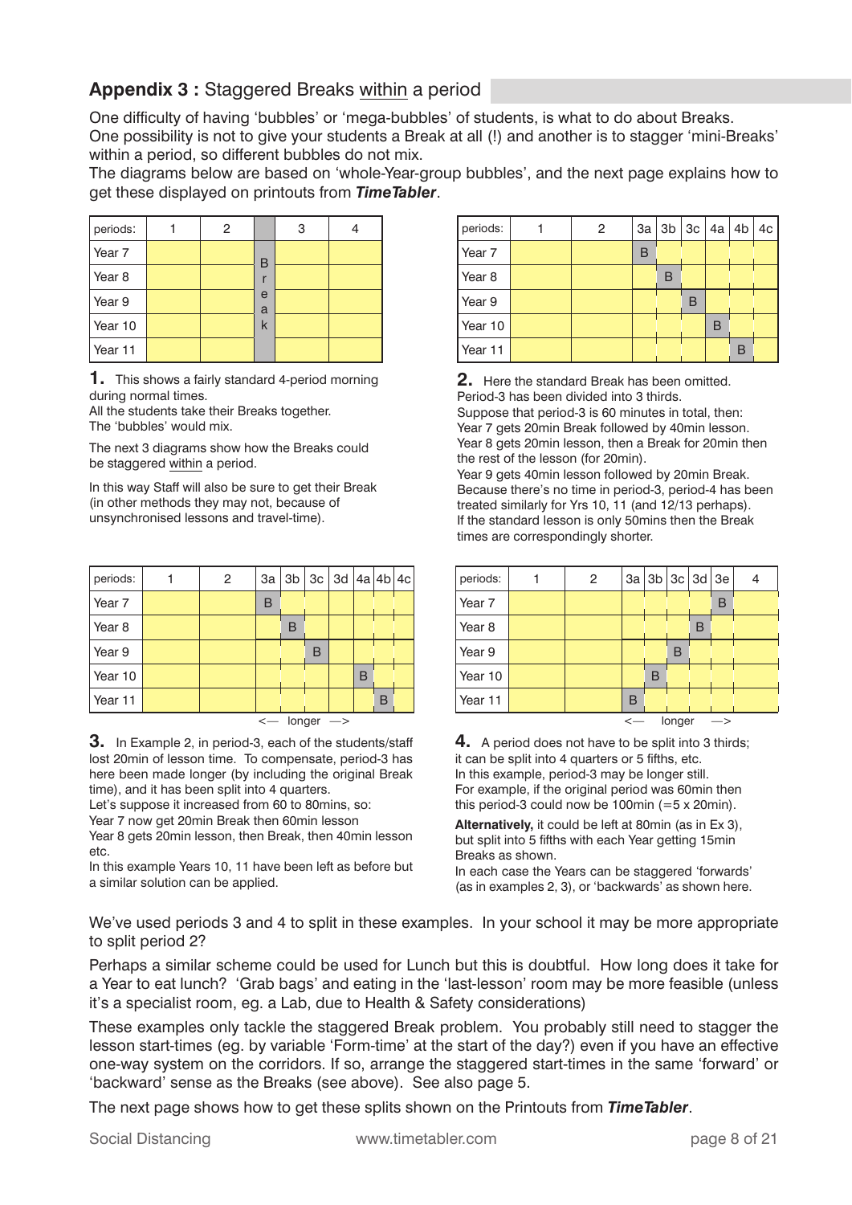## **Appendix 3 :** Staggered Breaks <u>within</u> a period

One difficulty of having 'bubbles' or 'mega-bubbles' of students, is what to do about Breaks.
One possibility is not to give your students a Break at all (!) and another is to stagger 'mini-Breaks' within a period, so different bubbles do not mix.
The diagrams below are based on 'whole-Year-group bubbles', and the next page explains how to get these displayed on printouts from ***TimeTabler***.

| periods: | 1 | 2 | | 3 | 4 |
|---|---|---|---|---|---|
| Year 7 | | | B | | |
| Year 8 | | | r | | |
| Year 9 | | | e | | |
| Year 10 | | | a | | |
| Year 11 | | | k | | |

**1.** This shows a fairly standard 4-period morning during normal times.
All the students take their Breaks together.
The 'bubbles' would mix.

The next 3 diagrams show how the Breaks could be staggered <u>within</u> a period.

In this way Staff will also be sure to get their Break (in other methods they may not, because of unsynchronised lessons and travel-time).

| periods: | 1 | 2 | 3a | 3b | 3c | 4a | 4b | 4c |
|---|---|---|---|---|---|---|---|---|
| Year 7 | | | B | | | | | |
| Year 8 | | | | B | | | | |
| Year 9 | | | | | B | | | |
| Year 10 | | | | | | B | | |
| Year 11 | | | | | | | B | |

**2.** Here the standard Break has been omitted.
Period-3 has been divided into 3 thirds.
Suppose that period-3 is 60 minutes in total, then:
Year 7 gets 20min Break followed by 40min lesson.
Year 8 gets 20min lesson, then a Break for 20min then the rest of the lesson (for 20min).
Year 9 gets 40min lesson followed by 20min Break.
Because there's no time in period-3, period-4 has been treated similarly for Yrs 10, 11 (and 12/13 perhaps).
If the standard lesson is only 50mins then the Break times are correspondingly shorter.

| periods: | 1 | 2 | 3a | 3b | 3c | 3d | 4a | 4b | 4c |
|---|---|---|---|---|---|---|---|---|---|
| Year 7 | | | B | | | | | | |
| Year 8 | | | | B | | | | | |
| Year 9 | | | | | B | | | | |
| Year 10 | | | | | | | B | | |
| Year 11 | | | | | | | | B | |

<— longer —>

**3.** In Example 2, in period-3, each of the students/staff lost 20min of lesson time. To compensate, period-3 has here been made longer (by including the original Break time), and it has been split into 4 quarters.
Let's suppose it increased from 60 to 80mins, so:
Year 7 now get 20min Break then 60min lesson
Year 8 gets 20min lesson, then Break, then 40min lesson etc.
In this example Years 10, 11 have been left as before but a similar solution can be applied.

| periods: | 1 | 2 | 3a | 3b | 3c | 3d | 3e | 4 |
|---|---|---|---|---|---|---|---|---|
| Year 7 | | | | | | | B | |
| Year 8 | | | | | | B | | |
| Year 9 | | | | | B | | | |
| Year 10 | | | | B | | | | |
| Year 11 | | | B | | | | | |

<— longer —>

**4.** A period does not have to be split into 3 thirds; it can be split into 4 quarters or 5 fifths, etc.
In this example, period-3 may be longer still.
For example, if the original period was 60min then this period-3 could now be 100min (=5 x 20min).

**Alternatively,** it could be left at 80min (as in Ex 3), but split into 5 fifths with each Year getting 15min Breaks as shown.
In each case the Years can be staggered 'forwards' (as in examples 2, 3), or 'backwards' as shown here.

We've used periods 3 and 4 to split in these examples. In your school it may be more appropriate to split period 2?

Perhaps a similar scheme could be used for Lunch but this is doubtful. How long does it take for a Year to eat lunch? 'Grab bags' and eating in the 'last-lesson' room may be more feasible (unless it's a specialist room, eg. a Lab, due to Health & Safety considerations)

These examples only tackle the staggered Break problem. You probably still need to stagger the lesson start-times (eg. by variable 'Form-time' at the start of the day?) even if you have an effective one-way system on the corridors. If so, arrange the staggered start-times in the same 'forward' or 'backward' sense as the Breaks (see above). See also page 5.

The next page shows how to get these splits shown on the Printouts from ***TimeTabler***.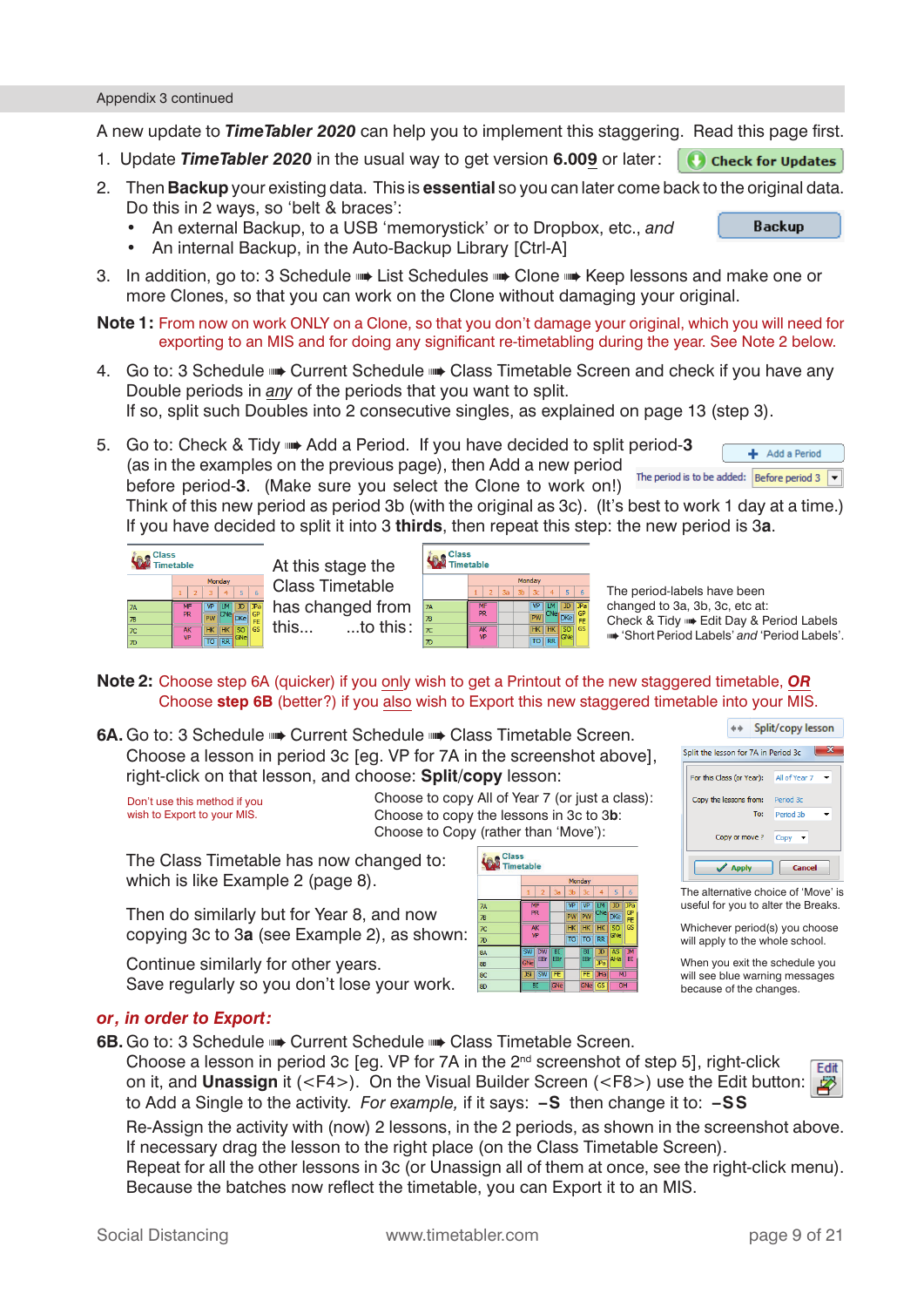Appendix 3 continued

A new update to ***TimeTabler 2020*** can help you to implement this staggering. Read this page first.

1. Update ***TimeTabler 2020*** in the usual way to get version **6.009** or later:  Check for Updates
2. Then **Backup** your existing data. This is **essential** so you can later come back to the original data. Do this in 2 ways, so 'belt & braces':  Backup
   - An external Backup, to a USB 'memorystick' or to Dropbox, etc., *and*
   - An internal Backup, in the Auto-Backup Library [Ctrl-A]
3. In addition, go to: 3 Schedule ➠ List Schedules ➠ Clone ➠ Keep lessons and make one or more Clones, so that you can work on the Clone without damaging your original.

**Note 1:** From now on work ONLY on a Clone, so that you don't damage your original, which you will need for exporting to an MIS and for doing any significant re-timetabling during the year. See Note 2 below.

4. Go to: 3 Schedule ➠ Current Schedule ➠ Class Timetable Screen and check if you have any Double periods in *any* of the periods that you want to split.
   If so, split such Doubles into 2 consecutive singles, as explained on page 13 (step 3).
5. Go to: Check & Tidy ➠ Add a Period. If you have decided to split period-**3** (as in the examples on the previous page), then Add a new period before period-**3**. (Make sure you select the Clone to work on!)
   Think of this new period as period 3b (with the original as 3c). (It's best to work 1 day at a time.)
   If you have decided to split it into 3 **thirds**, then repeat this step: the new period is 3**a**.

Add a Period — The period is to be added: Before period 3

At this stage the Class Timetable has changed from this... ...to this:

The period-labels have been changed to 3a, 3b, 3c, etc at: Check & Tidy ➠ Edit Day & Period Labels ➠ 'Short Period Labels' *and* 'Period Labels'.

**Note 2:** Choose step 6A (quicker) if you <u>only</u> wish to get a Printout of the new staggered timetable, ***<u>OR</u>*** Choose **step 6B** (better?) if you <u>also</u> wish to Export this new staggered timetable into your MIS.

**6A.** Go to: 3 Schedule ➠ Current Schedule ➠ Class Timetable Screen.
Choose a lesson in period 3c [eg. VP for 7A in the screenshot above], right-click on that lesson, and choose: **Split/copy** lesson:

Don't use this method if you wish to Export to your MIS.

Choose to copy All of Year 7 (or just a class):
Choose to copy the lessons in 3c to 3**b**:
Choose to Copy (rather than 'Move'):

Split/copy lesson — Split the lesson for 7A in Period 3c — For this Class (or Year): All of Year 7 — Copy the lessons from: Period 3c — To: Period 3b — Copy or move?: Copy — Apply — Cancel

The alternative choice of 'Move' is useful for you to alter the Breaks.

Whichever period(s) you choose will apply to the whole school.

When you exit the schedule you will see blue warning messages because of the changes.

The Class Timetable has now changed to: which is like Example 2 (page 8).

Then do similarly but for Year 8, and now copying 3c to 3**a** (see Example 2), as shown:

Continue similarly for other years.
Save regularly so you don't lose your work.

***or, in order to Export:***

**6B.** Go to: 3 Schedule ➠ Current Schedule ➠ Class Timetable Screen.
Choose a lesson in period 3c [eg. VP for 7A in the 2nd screenshot of step 5], right-click on it, and **Unassign** it (<F4>). On the Visual Builder Screen (<F8>) use the Edit button: to Add a Single to the activity. *For example,* if it says: **–S** then change it to: **–SS**

Re-Assign the activity with (now) 2 lessons, in the 2 periods, as shown in the screenshot above.
If necessary drag the lesson to the right place (on the Class Timetable Screen).
Repeat for all the other lessons in 3c (or Unassign all of them at once, see the right-click menu).
Because the batches now reflect the timetable, you can Export it to an MIS.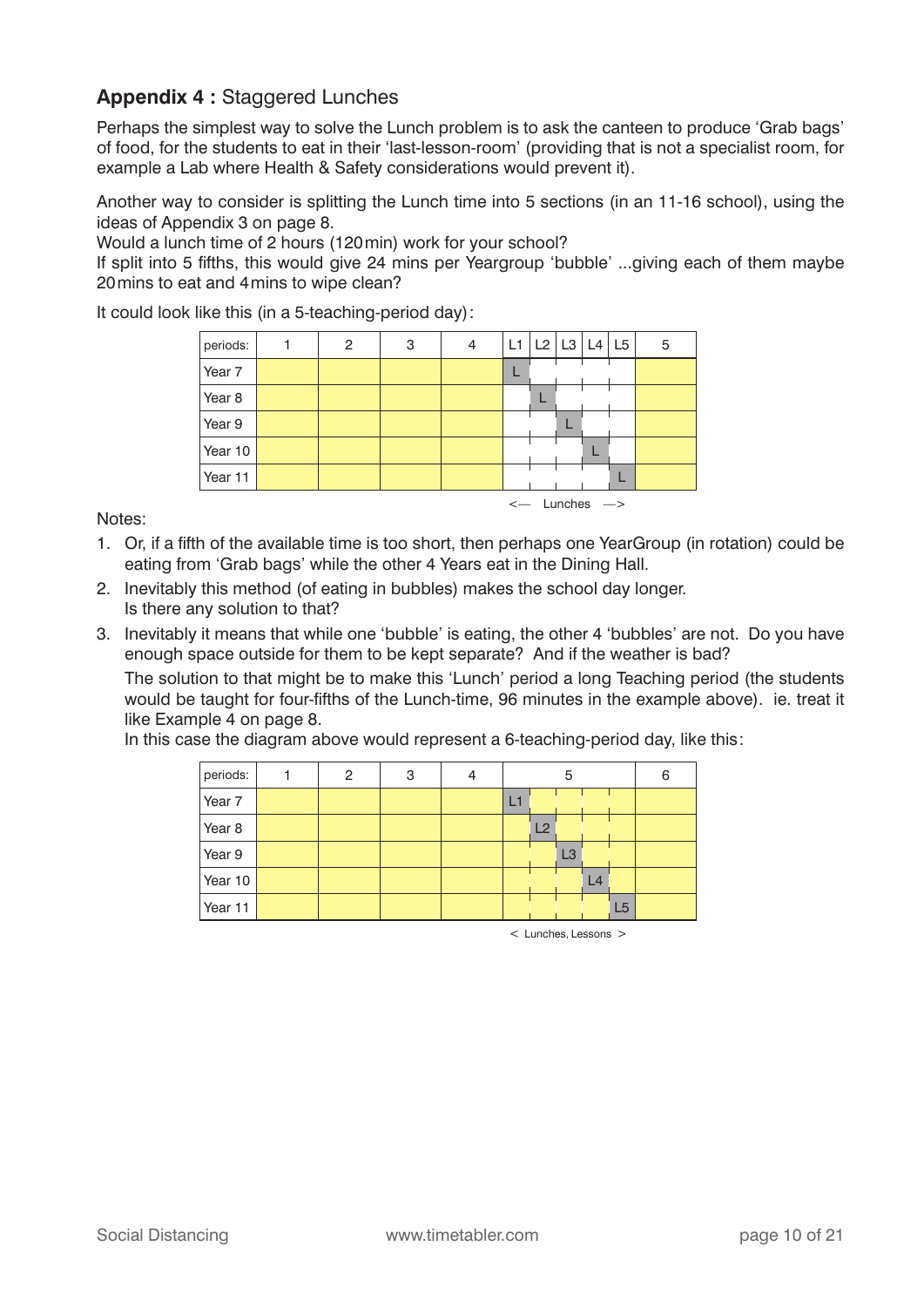## **Appendix 4 :** Staggered Lunches

Perhaps the simplest way to solve the Lunch problem is to ask the canteen to produce 'Grab bags' of food, for the students to eat in their 'last-lesson-room' (providing that is not a specialist room, for example a Lab where Health & Safety considerations would prevent it).

Another way to consider is splitting the Lunch time into 5 sections (in an 11-16 school), using the ideas of Appendix 3 on page 8.
Would a lunch time of 2 hours (120 min) work for your school?
If split into 5 fifths, this would give 24 mins per Yeargroup 'bubble' ...giving each of them maybe 20 mins to eat and 4 mins to wipe clean?

It could look like this (in a 5-teaching-period day):

| periods: | 1 | 2 | 3 | 4 | L1 | L2 | L3 | L4 | L5 | 5 |
|---|---|---|---|---|---|---|---|---|---|---|
| Year 7 | | | | | L | | | | | |
| Year 8 | | | | | | L | | | | |
| Year 9 | | | | | | | L | | | |
| Year 10 | | | | | | | | L | | |
| Year 11 | | | | | | | | | L | |

<— Lunches —>

Notes:

1. Or, if a fifth of the available time is too short, then perhaps one YearGroup (in rotation) could be eating from 'Grab bags' while the other 4 Years eat in the Dining Hall.
2. Inevitably this method (of eating in bubbles) makes the school day longer.
   Is there any solution to that?
3. Inevitably it means that while one 'bubble' is eating, the other 4 'bubbles' are not. Do you have enough space outside for them to be kept separate? And if the weather is bad?
   The solution to that might be to make this 'Lunch' period a long Teaching period (the students would be taught for four-fifths of the Lunch-time, 96 minutes in the example above). ie. treat it like Example 4 on page 8.
   In this case the diagram above would represent a 6-teaching-period day, like this:

| periods: | 1 | 2 | 3 | 4 | 5 | | | | | 6 |
|---|---|---|---|---|---|---|---|---|---|---|
| Year 7 | | | | | L1 | | | | | |
| Year 8 | | | | | | L2 | | | | |
| Year 9 | | | | | | | L3 | | | |
| Year 10 | | | | | | | | L4 | | |
| Year 11 | | | | | | | | | L5 | |

< Lunches, Lessons >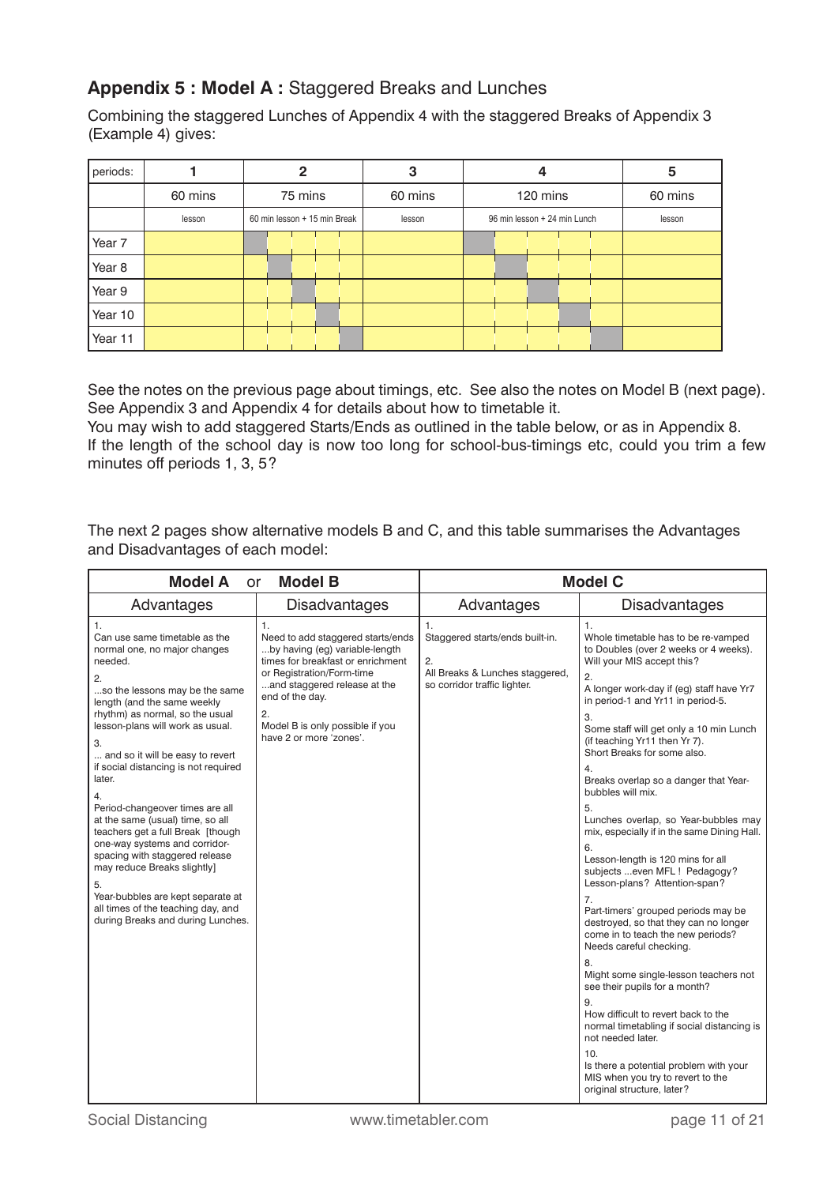## Appendix 5 : Model A : Staggered Breaks and Lunches

Combining the staggered Lunches of Appendix 4 with the staggered Breaks of Appendix 3 (Example 4) gives:

| periods: | 1 | 2 | 3 | 4 | 5 |
|---|---|---|---|---|---|
| | 60 mins | 75 mins | 60 mins | 120 mins | 60 mins |
| | lesson | 60 min lesson + 15 min Break | lesson | 96 min lesson + 24 min Lunch | lesson |
| Year 7 | | | | | |
| Year 8 | | | | | |
| Year 9 | | | | | |
| Year 10 | | | | | |
| Year 11 | | | | | |

See the notes on the previous page about timings, etc. See also the notes on Model B (next page). See Appendix 3 and Appendix 4 for details about how to timetable it.

You may wish to add staggered Starts/Ends as outlined in the table below, or as in Appendix 8.

If the length of the school day is now too long for school-bus-timings etc, could you trim a few minutes off periods 1, 3, 5?

The next 2 pages show alternative models B and C, and this table summarises the Advantages and Disadvantages of each model:

| **Model A** or **Model B** | | **Model C** | |
|---|---|---|---|
| Advantages | Disadvantages | Advantages | Disadvantages |
| 1. Can use same timetable as the normal one, no major changes needed.<br>2. ...so the lessons may be the same length (and the same weekly rhythm) as normal, so the usual lesson-plans will work as usual.<br>3. ... and so it will be easy to revert if social distancing is not required later.<br>4. Period-changeover times are all at the same (usual) time, so all teachers get a full Break [though one-way systems and corridor-spacing with staggered release may reduce Breaks slightly]<br>5. Year-bubbles are kept separate at all times of the teaching day, and during Breaks and during Lunches. | 1. Need to add staggered starts/ends ...by having (eg) variable-length times for breakfast or enrichment or Registration/Form-time ...and staggered release at the end of the day.<br>2. Model B is only possible if you have 2 or more 'zones'. | 1. Staggered starts/ends built-in.<br>2. All Breaks & Lunches staggered, so corridor traffic lighter. | 1. Whole timetable has to be re-vamped to Doubles (over 2 weeks or 4 weeks). Will your MIS accept this?<br>2. A longer work-day if (eg) staff have Yr7 in period-1 and Yr11 in period-5.<br>3. Some staff will get only a 10 min Lunch (if teaching Yr11 then Yr 7). Short Breaks for some also.<br>4. Breaks overlap so a danger that Year-bubbles will mix.<br>5. Lunches overlap, so Year-bubbles may mix, especially if in the same Dining Hall.<br>6. Lesson-length is 120 mins for all subjects ...even MFL ! Pedagogy? Lesson-plans? Attention-span?<br>7. Part-timers' grouped periods may be destroyed, so that they can no longer come in to teach the new periods? Needs careful checking.<br>8. Might some single-lesson teachers not see their pupils for a month?<br>9. How difficult to revert back to the normal timetabling if social distancing is not needed later.<br>10. Is there a potential problem with your MIS when you try to revert to the original structure, later? |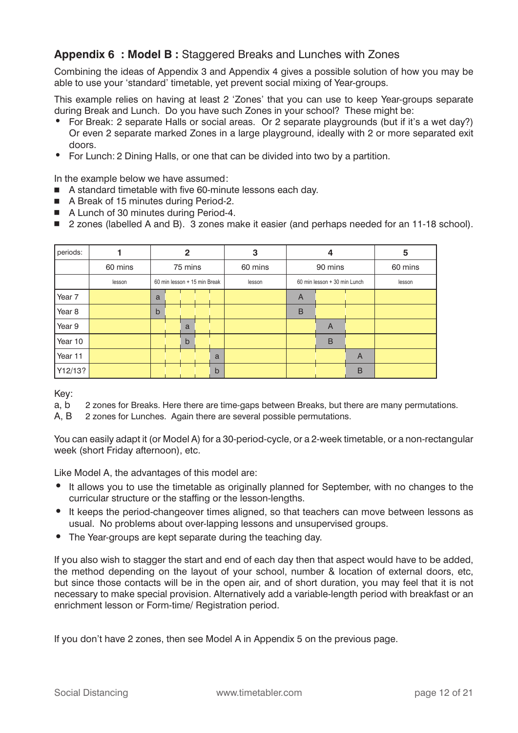## Appendix 6 : Model B : Staggered Breaks and Lunches with Zones

Combining the ideas of Appendix 3 and Appendix 4 gives a possible solution of how you may be able to use your 'standard' timetable, yet prevent social mixing of Year-groups.

This example relies on having at least 2 'Zones' that you can use to keep Year-groups separate during Break and Lunch. Do you have such Zones in your school? These might be:

- For Break: 2 separate Halls or social areas. Or 2 separate playgrounds (but if it's a wet day?) Or even 2 separate marked Zones in a large playground, ideally with 2 or more separated exit doors.
- For Lunch: 2 Dining Halls, or one that can be divided into two by a partition.

In the example below we have assumed:

- A standard timetable with five 60-minute lessons each day.
- A Break of 15 minutes during Period-2.
- A Lunch of 30 minutes during Period-4.
- 2 zones (labelled A and B). 3 zones make it easier (and perhaps needed for an 11-18 school).

| periods: | 1 | 2 | | | | | 3 | 4 | | | 5 |
|---|---|---|---|---|---|---|---|---|---|---|---|
| | 60 mins | 75 mins | | | | | 60 mins | 90 mins | | | 60 mins |
| | lesson | 60 min lesson + 15 min Break | | | | | lesson | 60 min lesson + 30 min Lunch | | | lesson |
| Year 7 | | a | | | | | | A | | | |
| Year 8 | | b | | | | | | B | | | |
| Year 9 | | | a | | | | | | A | | |
| Year 10 | | | b | | | | | | B | | |
| Year 11 | | | | | | a | | | | A | |
| Y12/13? | | | | | | b | | | | B | |

Key:

a, b 2 zones for Breaks. Here there are time-gaps between Breaks, but there are many permutations.
A, B 2 zones for Lunches. Again there are several possible permutations.

You can easily adapt it (or Model A) for a 30-period-cycle, or a 2-week timetable, or a non-rectangular week (short Friday afternoon), etc.

Like Model A, the advantages of this model are:

- It allows you to use the timetable as originally planned for September, with no changes to the curricular structure or the staffing or the lesson-lengths.
- It keeps the period-changeover times aligned, so that teachers can move between lessons as usual. No problems about over-lapping lessons and unsupervised groups.
- The Year-groups are kept separate during the teaching day.

If you also wish to stagger the start and end of each day then that aspect would have to be added, the method depending on the layout of your school, number & location of external doors, etc, but since those contacts will be in the open air, and of short duration, you may feel that it is not necessary to make special provision. Alternatively add a variable-length period with breakfast or an enrichment lesson or Form-time/ Registration period.

If you don't have 2 zones, then see Model A in Appendix 5 on the previous page.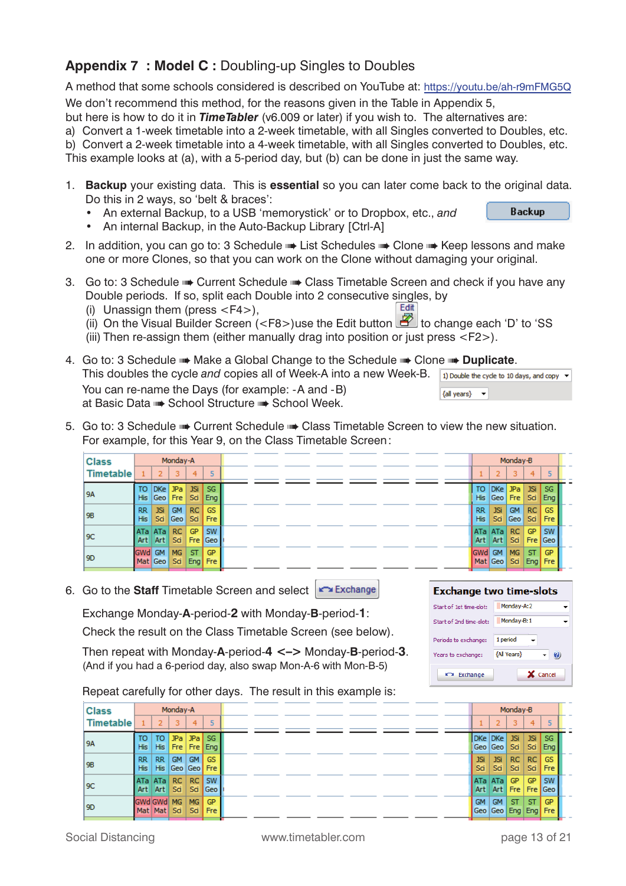## Appendix 7 : Model C : Doubling-up Singles to Doubles

A method that some schools considered is described on YouTube at: https://youtu.be/ah-r9mFMG5Q
We don't recommend this method, for the reasons given in the Table in Appendix 5,
but here is how to do it in ***TimeTabler*** (v6.009 or later) if you wish to. The alternatives are:
a) Convert a 1-week timetable into a 2-week timetable, with all Singles converted to Doubles, etc.
b) Convert a 2-week timetable into a 4-week timetable, with all Singles converted to Doubles, etc.
This example looks at (a), with a 5-period day, but (b) can be done in just the same way.

1. **Backup** your existing data. This is **essential** so you can later come back to the original data. Do this in 2 ways, so 'belt & braces':
   - An external Backup, to a USB 'memorystick' or to Dropbox, etc., *and*
   - An internal Backup, in the Auto-Backup Library [Ctrl-A]

   Backup

2. In addition, you can go to: 3 Schedule ➠ List Schedules ➠ Clone ➠ Keep lessons and make one or more Clones, so that you can work on the Clone without damaging your original.

3. Go to: 3 Schedule ➠ Current Schedule ➠ Class Timetable Screen and check if you have any Double periods. If so, split each Double into 2 consecutive singles, by
   (i) Unassign them (press <F4>),
   (ii) On the Visual Builder Screen (<F8>)use the Edit button [Edit] to change each 'D' to 'SS
   (iii) Then re-assign them (either manually drag into position or just press <F2>).

4. Go to: 3 Schedule ➠ Make a Global Change to the Schedule ➠ Clone ➠ **Duplicate**.
   This doubles the cycle *and* copies all of Week-A into a new Week-B.
   You can re-name the Days (for example: -A and -B)
   at Basic Data ➠ School Structure ➠ School Week.

   1) Double the cycle to 10 days, and copy | {all years}

5. Go to: 3 Schedule ➠ Current Schedule ➠ Class Timetable Screen to view the new situation.
   For example, for this Year 9, on the Class Timetable Screen:

| Class Timetable | Monday-A 1 | 2 | 3 | 4 | 5 | ... | Monday-B 1 | 2 | 3 | 4 | 5 |
|---|---|---|---|---|---|---|---|---|---|---|---|
| 9A | TO His | DKe Geo | JPa Fre | JSi Sci | SG Eng | | TO His | DKe Geo | JPa Fre | JSi Sci | SG Eng |
| 9B | RR His | JSi Sci | GM Geo | RC Sci | GS Fre | | RR His | JSi Sci | GM Geo | RC Sci | GS Fre |
| 9C | ATa Art | ATa Art | RC Sci | GP Fre | SW Geo | | ATa Art | ATa Art | RC Sci | GP Fre | SW Geo |
| 9D | GWd Mat | GM Geo | MG Sci | ST Eng | GP Fre | | GWd Mat | GM Geo | MG Sci | ST Eng | GP Fre |

6. Go to the **Staff** Timetable Screen and select [Exchange]

   Exchange Monday-**A**-period-**2** with Monday-**B**-period-**1**:
   Check the result on the Class Timetable Screen (see below).

   Then repeat with Monday-**A**-period-**4** **<–>** Monday-**B**-period-**3**.
   (And if you had a 6-period day, also swap Mon-A-6 with Mon-B-5)

   **Exchange two time-slots**
   Start of 1st time-slot: Monday-A:2
   Start of 2nd time-slot: Monday-B:1
   Periods to exchange: 1 period
   Years to exchange: {All Years}
   Exchange | Cancel

   Repeat carefully for other days. The result in this example is:

| Class Timetable | Monday-A 1 | 2 | 3 | 4 | 5 | ... | Monday-B 1 | 2 | 3 | 4 | 5 |
|---|---|---|---|---|---|---|---|---|---|---|---|
| 9A | TO His | TO His | JPa Fre | JPa Fre | SG Eng | | DKe Geo | DKe Geo | JSi Sci | JSi Sci | SG Eng |
| 9B | RR His | RR His | GM Geo | GM Geo | GS Fre | | JSi Sci | JSi Sci | RC Sci | RC Sci | GS Fre |
| 9C | ATa Art | ATa Art | RC Sci | RC Sci | SW Geo | | ATa Art | ATa Art | GP Fre | GP Fre | SW Geo |
| 9D | GWd Mat | GWd Mat | MG Sci | MG Sci | GP Fre | | GM Geo | GM Geo | ST Eng | ST Eng | GP Fre |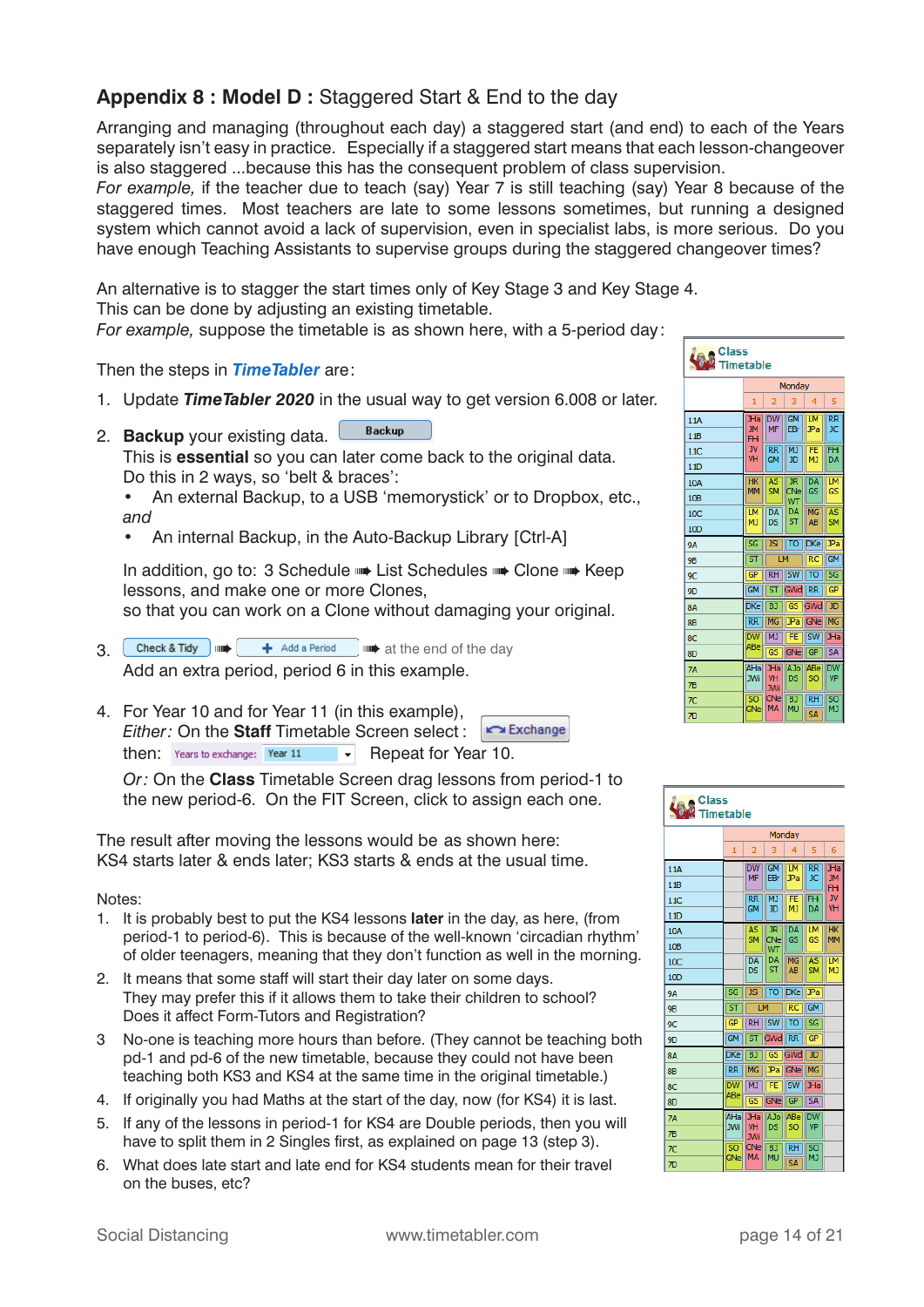## Appendix 8 : Model D : Staggered Start & End to the day

Arranging and managing (throughout each day) a staggered start (and end) to each of the Years separately isn't easy in practice. Especially if a staggered start means that each lesson-changeover is also staggered ...because this has the consequent problem of class supervision.
*For example,* if the teacher due to teach (say) Year 7 is still teaching (say) Year 8 because of the staggered times. Most teachers are late to some lessons sometimes, but running a designed system which cannot avoid a lack of supervision, even in specialist labs, is more serious. Do you have enough Teaching Assistants to supervise groups during the staggered changeover times?

An alternative is to stagger the start times only of Key Stage 3 and Key Stage 4.
This can be done by adjusting an existing timetable.
*For example,* suppose the timetable is as shown here, with a 5-period day:

Then the steps in ***TimeTabler*** are:

1. Update ***TimeTabler 2020*** in the usual way to get version 6.008 or later.

2. **Backup** your existing data. [Backup]
   This is **essential** so you can later come back to the original data.
   Do this in 2 ways, so 'belt & braces':
   - An external Backup, to a USB 'memorystick' or to Dropbox, etc., *and*
   - An internal Backup, in the Auto-Backup Library [Ctrl-A]

   In addition, go to: 3 Schedule ➠ List Schedules ➠ Clone ➠ Keep lessons, and make one or more Clones,
   so that you can work on a Clone without damaging your original.

3. [Check & Tidy] ➠ [Add a Period] ➠ at the end of the day
   Add an extra period, period 6 in this example.

4. For Year 10 and for Year 11 (in this example),
   *Either:* On the **Staff** Timetable Screen select : [Exchange]
   then: Years to exchange: [Year 11] Repeat for Year 10.
   *Or:* On the **Class** Timetable Screen drag lessons from period-1 to the new period-6. On the FIT Screen, click to assign each one.

The result after moving the lessons would be as shown here:
KS4 starts later & ends later; KS3 starts & ends at the usual time.

Notes:

1. It is probably best to put the KS4 lessons **later** in the day, as here, (from period-1 to period-6). This is because of the well-known 'circadian rhythm' of older teenagers, meaning that they don't function as well in the morning.
2. It means that some staff will start their day later on some days.
   They may prefer this if it allows them to take their children to school?
   Does it affect Form-Tutors and Registration?
3. No-one is teaching more hours than before. (They cannot be teaching both pd-1 and pd-6 of the new timetable, because they could not have been teaching both KS3 and KS4 at the same time in the original timetable.)
4. If originally you had Maths at the start of the day, now (for KS4) it is last.
5. If any of the lessons in period-1 for KS4 are Double periods, then you will have to split them in 2 Singles first, as explained on page 13 (step 3).
6. What does late start and late end for KS4 students mean for their travel on the buses, etc?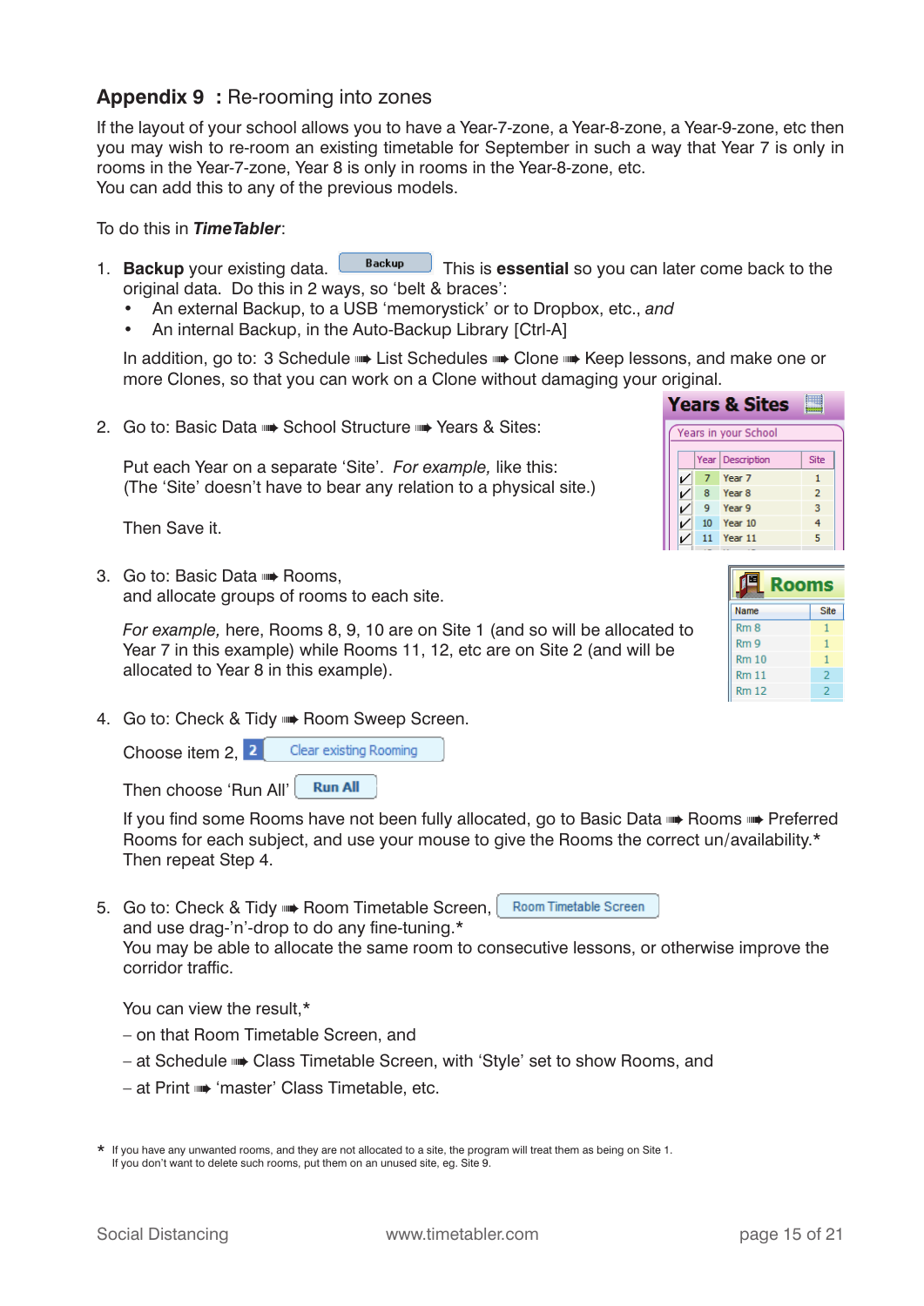## Appendix 9 : Re-rooming into zones

If the layout of your school allows you to have a Year-7-zone, a Year-8-zone, a Year-9-zone, etc then you may wish to re-room an existing timetable for September in such a way that Year 7 is only in rooms in the Year-7-zone, Year 8 is only in rooms in the Year-8-zone, etc.
You can add this to any of the previous models.

To do this in ***TimeTabler***:

1. **Backup** your existing data. [Backup] This is **essential** so you can later come back to the original data. Do this in 2 ways, so 'belt & braces':
   - An external Backup, to a USB 'memorystick' or to Dropbox, etc., *and*
   - An internal Backup, in the Auto-Backup Library [Ctrl-A]

   In addition, go to: 3 Schedule ➠ List Schedules ➠ Clone ➠ Keep lessons, and make one or more Clones, so that you can work on a Clone without damaging your original.

2. Go to: Basic Data ➠ School Structure ➠ Years & Sites:

   Put each Year on a separate 'Site'. *For example,* like this:
   (The 'Site' doesn't have to bear any relation to a physical site.)

   Then Save it.

   **Years & Sites** — Years in your School

   | | Year | Description | Site |
   |---|---|---|---|
   | ✓ | 7 | Year 7 | 1 |
   | ✓ | 8 | Year 8 | 2 |
   | ✓ | 9 | Year 9 | 3 |
   | ✓ | 10 | Year 10 | 4 |
   | ✓ | 11 | Year 11 | 5 |

3. Go to: Basic Data ➠ Rooms,
   and allocate groups of rooms to each site.

   *For example,* here, Rooms 8, 9, 10 are on Site 1 (and so will be allocated to Year 7 in this example) while Rooms 11, 12, etc are on Site 2 (and will be allocated to Year 8 in this example).

   **Rooms**

   | Name | Site |
   |---|---|
   | Rm 8 | 1 |
   | Rm 9 | 1 |
   | Rm 10 | 1 |
   | Rm 11 | 2 |
   | Rm 12 | 2 |

4. Go to: Check & Tidy ➠ Room Sweep Screen.

   Choose item 2, [2 Clear existing Rooming]

   Then choose 'Run All' [Run All]

   If you find some Rooms have not been fully allocated, go to Basic Data ➠ Rooms ➠ Preferred Rooms for each subject, and use your mouse to give the Rooms the correct un/availability.*
   Then repeat Step 4.

5. Go to: Check & Tidy ➠ Room Timetable Screen, [Room Timetable Screen]
   and use drag-'n'-drop to do any fine-tuning.*
   You may be able to allocate the same room to consecutive lessons, or otherwise improve the corridor traffic.

   You can view the result,*

   – on that Room Timetable Screen, and

   – at Schedule ➠ Class Timetable Screen, with 'Style' set to show Rooms, and

   – at Print ➠ 'master' Class Timetable, etc.

\* If you have any unwanted rooms, and they are not allocated to a site, the program will treat them as being on Site 1.
If you don't want to delete such rooms, put them on an unused site, eg. Site 9.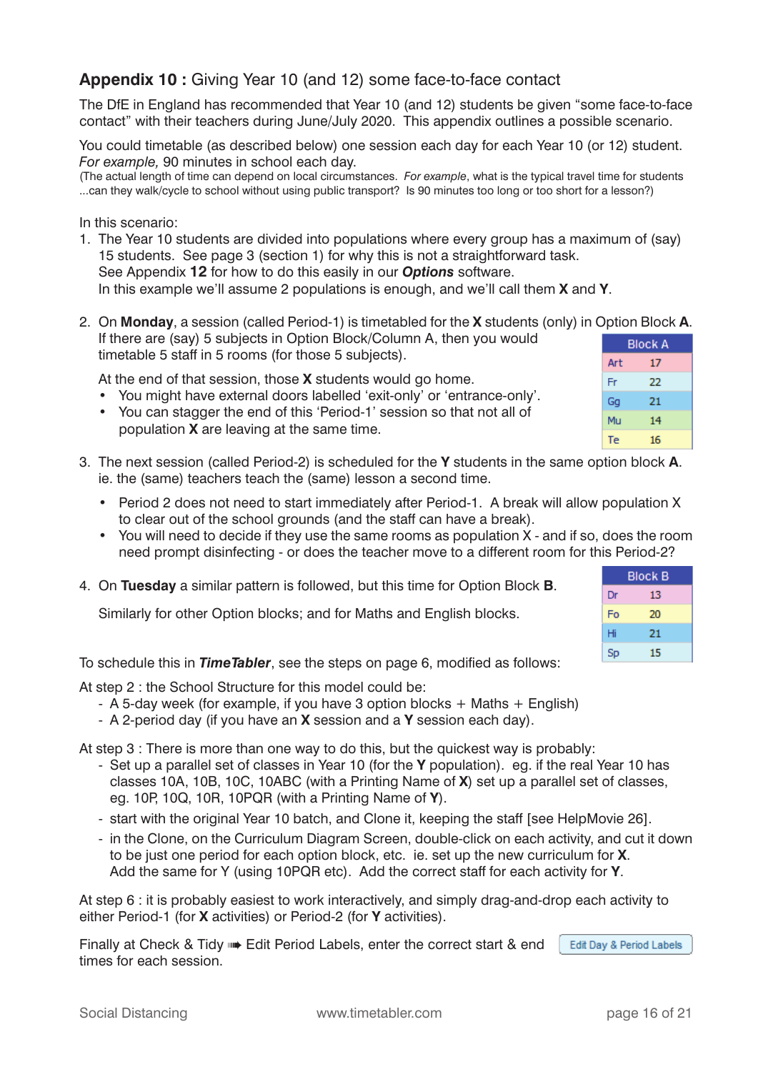## **Appendix 10 :** Giving Year 10 (and 12) some face-to-face contact

The DfE in England has recommended that Year 10 (and 12) students be given “some face-to-face contact” with their teachers during June/July 2020. This appendix outlines a possible scenario.

You could timetable (as described below) one session each day for each Year 10 (or 12) student. *For example,* 90 minutes in school each day.
(The actual length of time can depend on local circumstances. *For example*, what is the typical travel time for students ...can they walk/cycle to school without using public transport? Is 90 minutes too long or too short for a lesson?)

In this scenario:

1. The Year 10 students are divided into populations where every group has a maximum of (say) 15 students. See page 3 (section 1) for why this is not a straightforward task.
   See Appendix **12** for how to do this easily in our ***Options*** software.
   In this example we’ll assume 2 populations is enough, and we’ll call them **X** and **Y**.

2. On **Monday**, a session (called Period-1) is timetabled for the **X** students (only) in Option Block **A**.
   If there are (say) 5 subjects in Option Block/Column A, then you would timetable 5 staff in 5 rooms (for those 5 subjects).

   | Block A | |
   |---|---|
   | Art | 17 |
   | Fr | 22 |
   | Gg | 21 |
   | Mu | 14 |
   | Te | 16 |

   At the end of that session, those **X** students would go home.
   - You might have external doors labelled ‘exit-only’ or ‘entrance-only’.
   - You can stagger the end of this ‘Period-1’ session so that not all of population **X** are leaving at the same time.

3. The next session (called Period-2) is scheduled for the **Y** students in the same option block **A**.
   ie. the (same) teachers teach the (same) lesson a second time.
   - Period 2 does not need to start immediately after Period-1. A break will allow population X to clear out of the school grounds (and the staff can have a break).
   - You will need to decide if they use the same rooms as population X - and if so, does the room need prompt disinfecting - or does the teacher move to a different room for this Period-2?

4. On **Tuesday** a similar pattern is followed, but this time for Option Block **B**.

   Similarly for other Option blocks; and for Maths and English blocks.

   | Block B | |
   |---|---|
   | Dr | 13 |
   | Fo | 20 |
   | Hi | 21 |
   | Sp | 15 |

To schedule this in ***TimeTabler***, see the steps on page 6, modified as follows:

At step 2 : the School Structure for this model could be:
- A 5-day week (for example, if you have 3 option blocks + Maths + English)
- A 2-period day (if you have an **X** session and a **Y** session each day).

At step 3 : There is more than one way to do this, but the quickest way is probably:
- Set up a parallel set of classes in Year 10 (for the **Y** population). eg. if the real Year 10 has classes 10A, 10B, 10C, 10ABC (with a Printing Name of **X**) set up a parallel set of classes, eg. 10P, 10Q, 10R, 10PQR (with a Printing Name of **Y**).
- start with the original Year 10 batch, and Clone it, keeping the staff [see HelpMovie 26].
- in the Clone, on the Curriculum Diagram Screen, double-click on each activity, and cut it down to be just one period for each option block, etc. ie. set up the new curriculum for **X**.
  Add the same for Y (using 10PQR etc). Add the correct staff for each activity for **Y**.

At step 6 : it is probably easiest to work interactively, and simply drag-and-drop each activity to either Period-1 (for **X** activities) or Period-2 (for **Y** activities).

Finally at Check & Tidy ➠ Edit Period Labels, enter the correct start & end times for each session.

Edit Day & Period Labels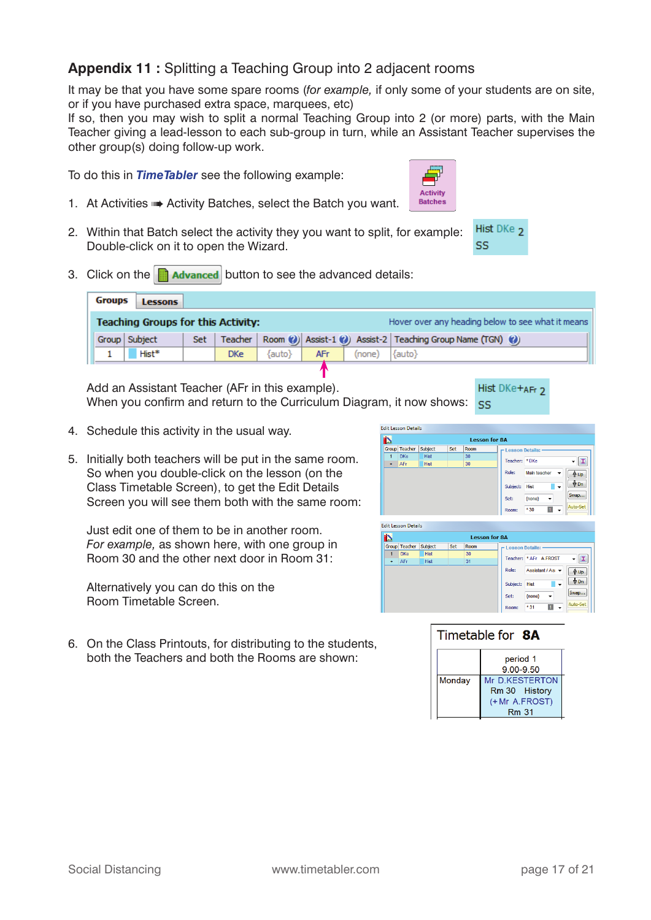## Appendix 11 : Splitting a Teaching Group into 2 adjacent rooms

It may be that you have some spare rooms (*for example,* if only some of your students are on site, or if you have purchased extra space, marquees, etc)
If so, then you may wish to split a normal Teaching Group into 2 (or more) parts, with the Main Teacher giving a lead-lesson to each sub-group in turn, while an Assistant Teacher supervises the other group(s) doing follow-up work.

To do this in ***TimeTabler*** see the following example:

1. At Activities ➠ Activity Batches, select the Batch you want.

   Activity Batches

2. Within that Batch select the activity they you want to split, for example: Double-click on it to open the Wizard.

   Hist DKe 2
   SS

3. Click on the **Advanced** button to see the advanced details:

   Groups | Lessons

   **Teaching Groups for this Activity:** Hover over any heading below to see what it means

   | Group | Subject | Set | Teacher | Room | Assist-1 | Assist-2 | Teaching Group Name (TGN) |
   |---|---|---|---|---|---|---|---|
   | 1 | Hist* | | DKe | {auto} | AFr | (none) | {auto} |

   Add an Assistant Teacher (AFr in this example).
   When you confirm and return to the Curriculum Diagram, it now shows:

   Hist DKe+AFr 2
   SS

4. Schedule this activity in the usual way.

5. Initially both teachers will be put in the same room. So when you double-click on the lesson (on the Class Timetable Screen), to get the Edit Details Screen you will see them both with the same room:

   Just edit one of them to be in another room.
   *For example,* as shown here, with one group in Room 30 and the other next door in Room 31:

   Alternatively you can do this on the Room Timetable Screen.

6. On the Class Printouts, for distributing to the students, both the Teachers and both the Rooms are shown:

   Timetable for **8A**

   | | period 1<br>9.00-9.50 |
   |---|---|
   | Monday | Mr D.KESTERTON<br>Rm 30 History<br>(+Mr A.FROST)<br>Rm 31 |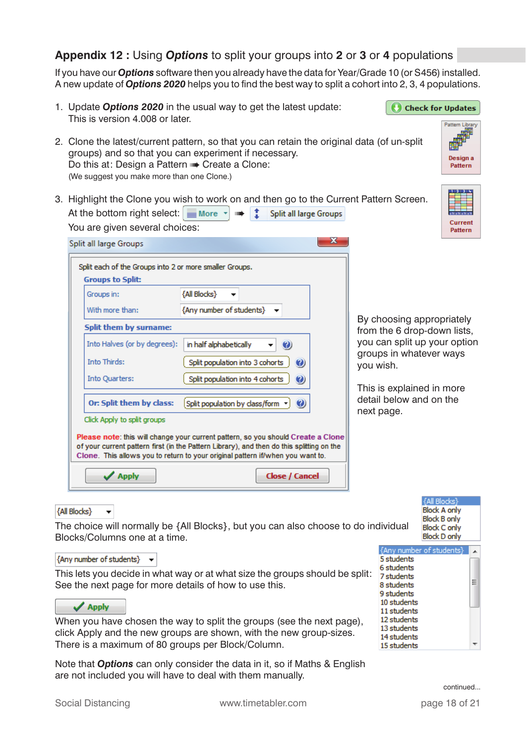## Appendix 12 : Using *Options* to split your groups into 2 or 3 or 4 populations

If you have our ***Options*** software then you already have the data for Year/Grade 10 (or S456) installed. A new update of ***Options 2020*** helps you to find the best way to split a cohort into 2, 3, 4 populations.

1. Update ***Options 2020*** in the usual way to get the latest update: This is version 4.008 or later.

   Check for Updates

2. Clone the latest/current pattern, so that you can retain the original data (of un-split groups) and so that you can experiment if necessary.
   Do this at: Design a Pattern ➠ Create a Clone:
   (We suggest you make more than one Clone.)

   Pattern Library — Design a Pattern

3. Highlight the Clone you wish to work on and then go to the Current Pattern Screen.
   At the bottom right select: More ➠ Split all large Groups
   You are given several choices:

   Current Pattern

**Split all large Groups**

Split each of the Groups into 2 or more smaller Groups.

**Groups to Split:**

- Groups in: {All Blocks}
- With more than: {Any number of students}

**Split them by surname:**

- Into Halves (or by degrees): in half alphabetically
- Into Thirds: Split population into 3 cohorts
- Into Quarters: Split population into 4 cohorts

**Or: Split them by class:** Split population by class/form

Click Apply to split groups

**Please note**: this will change your current pattern, so you should **Create a Clone** of your current pattern first (in the Pattern Library), and then do this splitting on the **Clone**. This allows you to return to your original pattern if/when you want to.

Apply | Close / Cancel

By choosing appropriately from the 6 drop-down lists, you can split up your option groups in whatever ways you wish.

This is explained in more detail below and on the next page.

{All Blocks}

The choice will normally be {All Blocks}, but you can also choose to do individual Blocks/Columns one at a time.

{All Blocks}
Block A only
Block B only
Block C only
Block D only

{Any number of students}

This lets you decide in what way or at what size the groups should be split: See the next page for more details of how to use this.

{Any number of students}
5 students
6 students
7 students
8 students
9 students
10 students
11 students
12 students
13 students
14 students
15 students

Apply

When you have chosen the way to split the groups (see the next page), click Apply and the new groups are shown, with the new group-sizes. There is a maximum of 80 groups per Block/Column.

Note that ***Options*** can only consider the data in it, so if Maths & English are not included you will have to deal with them manually.

continued...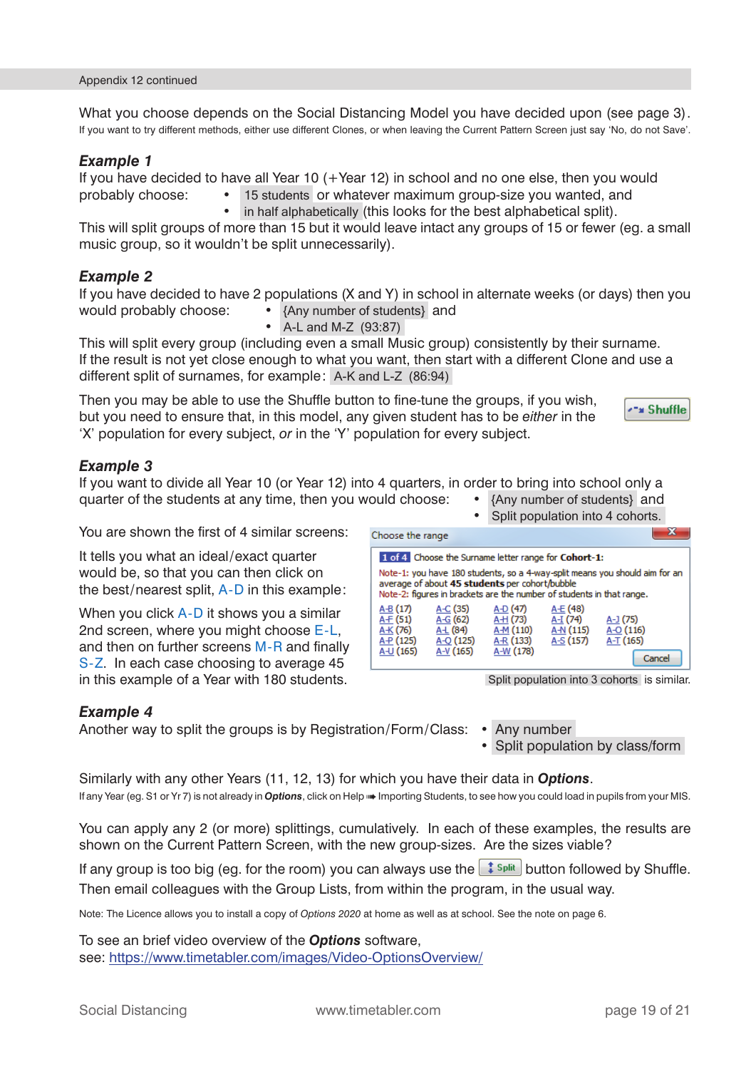Appendix 12 continued

What you choose depends on the Social Distancing Model you have decided upon (see page 3).
If you want to try different methods, either use different Clones, or when leaving the Current Pattern Screen just say 'No, do not Save'.

### *Example 1*

If you have decided to have all Year 10 (+Year 12) in school and no one else, then you would probably choose:

- 15 students or whatever maximum group-size you wanted, and
- in half alphabetically (this looks for the best alphabetical split).

This will split groups of more than 15 but it would leave intact any groups of 15 or fewer (eg. a small music group, so it wouldn't be split unnecessarily).

### *Example 2*

If you have decided to have 2 populations (X and Y) in school in alternate weeks (or days) then you would probably choose:

- {Any number of students} and
- A-L and M-Z (93:87)

This will split every group (including even a small Music group) consistently by their surname.
If the result is not yet close enough to what you want, then start with a different Clone and use a different split of surnames, for example: A-K and L-Z (86:94)

Then you may be able to use the Shuffle button to fine-tune the groups, if you wish, but you need to ensure that, in this model, any given student has to be *either* in the 'X' population for every subject, *or* in the 'Y' population for every subject.

Shuffle

### *Example 3*

If you want to divide all Year 10 (or Year 12) into 4 quarters, in order to bring into school only a quarter of the students at any time, then you would choose:

- {Any number of students} and
- Split population into 4 cohorts.

You are shown the first of 4 similar screens:

It tells you what an ideal/exact quarter would be, so that you can then click on the best/nearest split, A-D in this example:

When you click A-D it shows you a similar 2nd screen, where you might choose E-L, and then on further screens M-R and finally S-Z. In each case choosing to average 45 in this example of a Year with 180 students.

Choose the range

1 of 4 Choose the Surname letter range for **Cohort-1:**

Note-1: you have 180 students, so a 4-way-split means you should aim for an average of about **45 students** per cohort/bubble
Note-2: figures in brackets are the number of students in that range.

| | | | | |
|---|---|---|---|---|
| A-B (17) | A-C (35) | A-D (47) | A-E (48) | |
| A-F (51) | A-G (62) | A-H (73) | A-I (74) | A-J (75) |
| A-K (76) | A-L (84) | A-M (110) | A-N (115) | A-O (116) |
| A-P (125) | A-Q (125) | A-R (133) | A-S (157) | A-T (165) |
| A-U (165) | A-V (165) | A-W (178) | | |

Cancel

Split population into 3 cohorts is similar.

### *Example 4*

Another way to split the groups is by Registration/Form/Class:

- Any number
- Split population by class/form

Similarly with any other Years (11, 12, 13) for which you have their data in ***Options***.
If any Year (eg. S1 or Yr 7) is not already in ***Options***, click on Help ➠ Importing Students, to see how you could load in pupils from your MIS.

You can apply any 2 (or more) splittings, cumulatively. In each of these examples, the results are shown on the Current Pattern Screen, with the new group-sizes. Are the sizes viable?

If any group is too big (eg. for the room) you can always use the Split button followed by Shuffle.
Then email colleagues with the Group Lists, from within the program, in the usual way.

Note: The Licence allows you to install a copy of *Options 2020* at home as well as at school. See the note on page 6.

To see an brief video overview of the ***Options*** software,
see: https://www.timetabler.com/images/Video-OptionsOverview/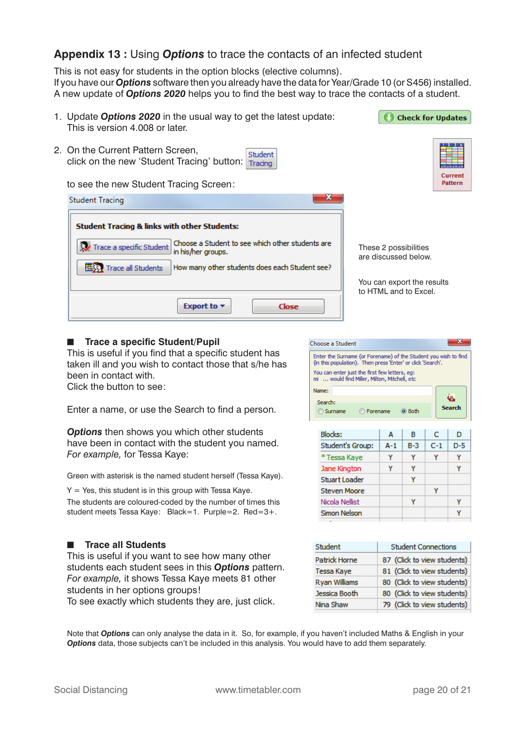## Appendix 13 : Using *Options* to trace the contacts of an infected student

This is not easy for students in the option blocks (elective columns).
If you have our ***Options*** software then you already have the data for Year/Grade 10 (or S456) installed.
A new update of ***Options 2020*** helps you to find the best way to trace the contacts of a student.

1. Update ***Options 2020*** in the usual way to get the latest update:
   This is version 4.008 or later.

   Check for Updates

2. On the Current Pattern Screen,
   click on the new 'Student Tracing' button: Student Tracing

   Current Pattern

   to see the new Student Tracing Screen:

Student Tracing

**Student Tracing & links with other Students:**

| | |
|---|---|
| Trace a specific Student | Choose a Student to see which other students are in his/her groups. |
| Trace all Students | How many other students does each Student see? |

Export to ▾ | Close

These 2 possibilities are discussed below.

You can export the results to HTML and to Excel.

### ■ Trace a specific Student/Pupil

This is useful if you find that a specific student has taken ill and you wish to contact those that s/he has been in contact with.
Click the button to see:

Choose a Student

Enter the Surname (or Forename) of the Student you wish to find (in this population). Then press 'Enter' or click 'Search'.
You can enter just the first few letters, eg:
mi ... would find Miller, Milton, Mitchell, etc

Name:
Search: Surname / Forename / Both — Search

Enter a name, or use the Search to find a person.

***Options*** then shows you which other students have been in contact with the student you named.
*For example,* for Tessa Kaye:

| Blocks: | A | B | C | D |
|---|---|---|---|---|
| Student's Group: | A-1 | B-3 | C-1 | D-5 |
| * Tessa Kaye | Y | Y | Y | Y |
| Jane Kington | Y | Y | | Y |
| Stuart Loader | | Y | | |
| Steven Moore | | | Y | |
| Nicola Nellist | | Y | | Y |
| Simon Nelson | | | | Y |

Green with asterisk is the named student herself (Tessa Kaye).

Y = Yes, this student is in this group with Tessa Kaye.

The students are coloured-coded by the number of times this student meets Tessa Kaye: Black=1. Purple=2. Red=3+.

### ■ Trace all Students

This is useful if you want to see how many other students each student sees in this ***Options*** pattern.
*For example,* it shows Tessa Kaye meets 81 other students in her options groups!
To see exactly which students they are, just click.

| Student | Student Connections |
|---|---|
| Patrick Horne | 87 (Click to view students) |
| Tessa Kaye | 81 (Click to view students) |
| Ryan Williams | 80 (Click to view students) |
| Jessica Booth | 80 (Click to view students) |
| Nina Shaw | 79 (Click to view students) |

Note that ***Options*** can only analyse the data in it. So, for example, if you haven't included Maths & English in your ***Options*** data, those subjects can't be included in this analysis. You would have to add them separately.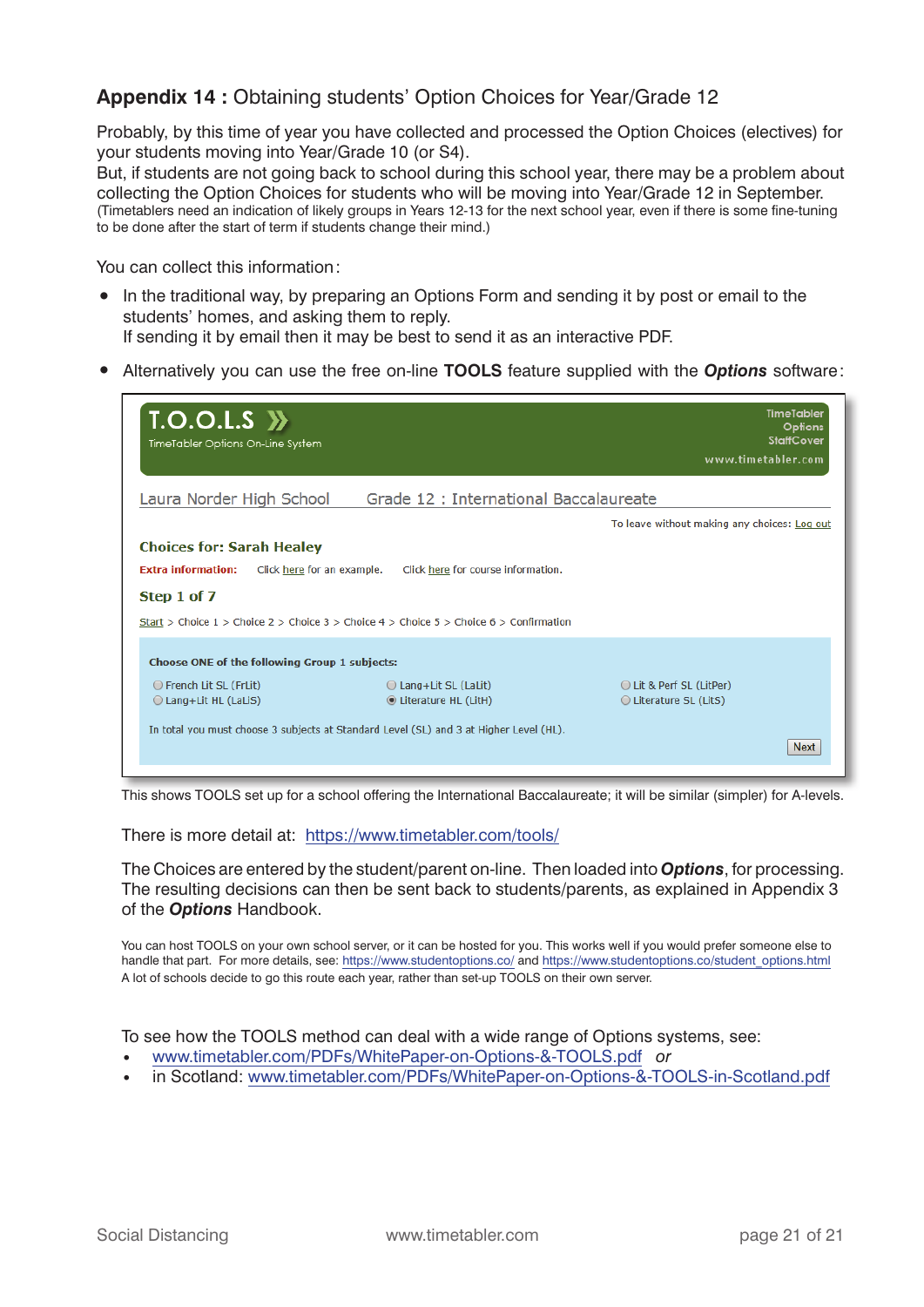## **Appendix 14 :** Obtaining students' Option Choices for Year/Grade 12

Probably, by this time of year you have collected and processed the Option Choices (electives) for your students moving into Year/Grade 10 (or S4).
But, if students are not going back to school during this school year, there may be a problem about collecting the Option Choices for students who will be moving into Year/Grade 12 in September.
(Timetablers need an indication of likely groups in Years 12-13 for the next school year, even if there is some fine-tuning to be done after the start of term if students change their mind.)

You can collect this information:

- In the traditional way, by preparing an Options Form and sending it by post or email to the students' homes, and asking them to reply.
  If sending it by email then it may be best to send it as an interactive PDF.
- Alternatively you can use the free on-line **TOOLS** feature supplied with the ***Options*** software:

T.O.O.L.S
TimeTabler Options On-Line System

TimeTabler
Options
StaffCover
www.timetabler.com

Laura Norder High School     Grade 12 : International Baccalaureate

To leave without making any choices: Log out

**Choices for: Sarah Healey**

**Extra information:** Click here for an example. Click here for course information.

**Step 1 of 7**

Start > Choice 1 > Choice 2 > Choice 3 > Choice 4 > Choice 5 > Choice 6 > Confirmation

**Choose ONE of the following Group 1 subjects:**

○ French Lit SL (FrLit)  ○ Lang+Lit SL (LaLit)  ○ Lit & Perf SL (LitPer)
○ Lang+Lit HL (LaLiS)  ◉ Literature HL (LitH)  ○ Literature SL (LitS)

In total you must choose 3 subjects at Standard Level (SL) and 3 at Higher Level (HL).

Next

This shows TOOLS set up for a school offering the International Baccalaureate; it will be similar (simpler) for A-levels.

There is more detail at: https://www.timetabler.com/tools/

The Choices are entered by the student/parent on-line. Then loaded into ***Options***, for processing. The resulting decisions can then be sent back to students/parents, as explained in Appendix 3 of the ***Options*** Handbook.

You can host TOOLS on your own school server, or it can be hosted for you. This works well if you would prefer someone else to handle that part. For more details, see: https://www.studentoptions.co/ and https://www.studentoptions.co/student_options.html
A lot of schools decide to go this route each year, rather than set-up TOOLS on their own server.

To see how the TOOLS method can deal with a wide range of Options systems, see:

- www.timetabler.com/PDFs/WhitePaper-on-Options-&-TOOLS.pdf *or*
- in Scotland: www.timetabler.com/PDFs/WhitePaper-on-Options-&-TOOLS-in-Scotland.pdf